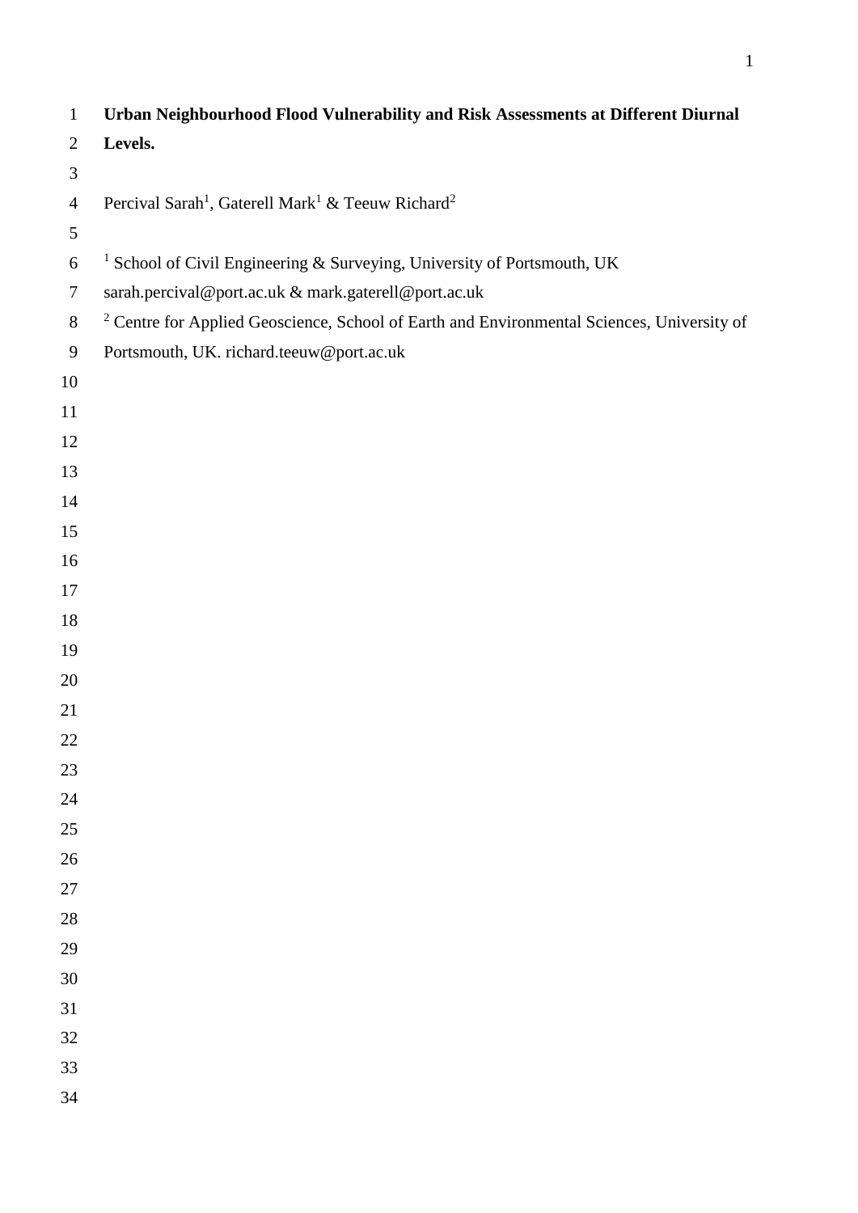# Urban Neighbourhood Flood Vulnerability and Risk Assessments at Different Diurnal Levels.

Percival Sarah[1], Gaterell Mark[1] & Teeuw Richard[2]

[1] School of Civil Engineering & Surveying, University of Portsmouth, UK
sarah.percival@port.ac.uk & mark.gaterell@port.ac.uk

[2] Centre for Applied Geoscience, School of Earth and Environmental Sciences, University of Portsmouth, UK. richard.teeuw@port.ac.uk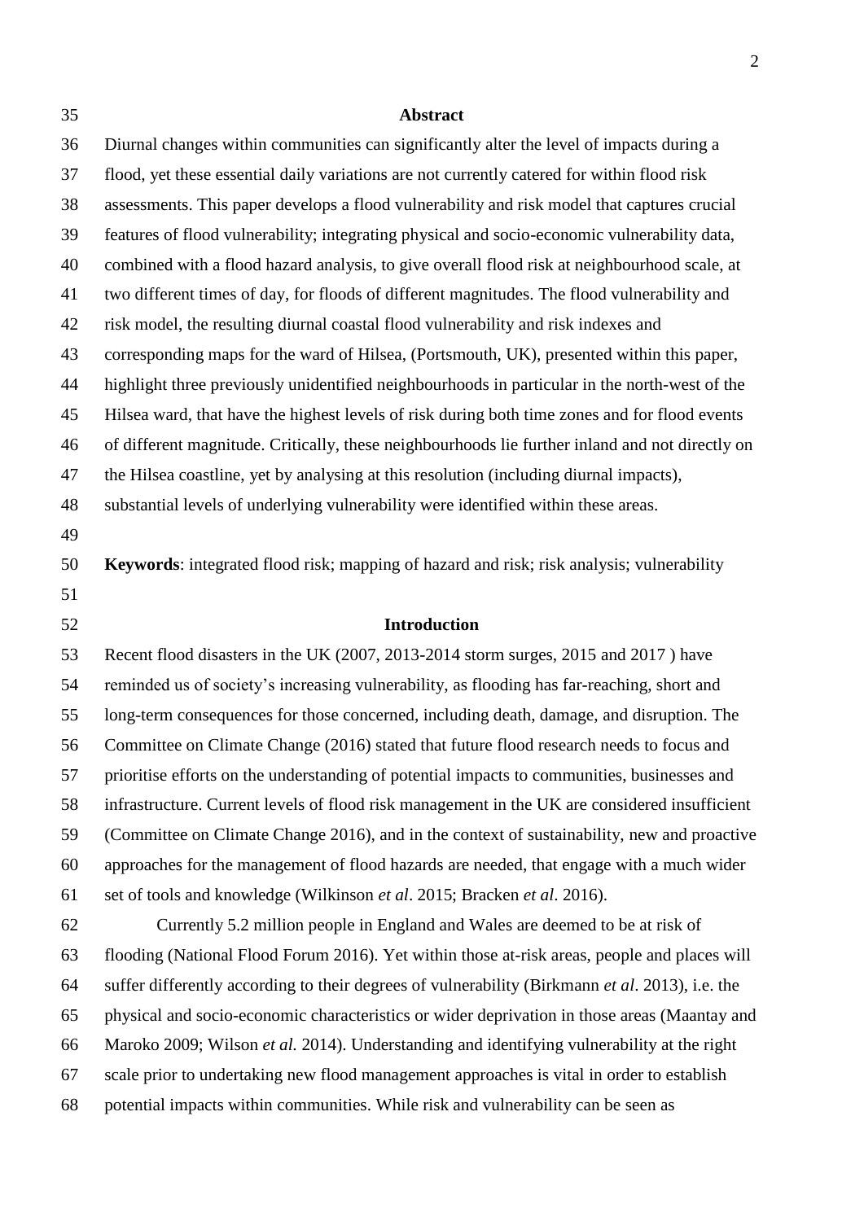## Abstract

Diurnal changes within communities can significantly alter the level of impacts during a flood, yet these essential daily variations are not currently catered for within flood risk assessments. This paper develops a flood vulnerability and risk model that captures crucial features of flood vulnerability; integrating physical and socio-economic vulnerability data, combined with a flood hazard analysis, to give overall flood risk at neighbourhood scale, at two different times of day, for floods of different magnitudes. The flood vulnerability and risk model, the resulting diurnal coastal flood vulnerability and risk indexes and corresponding maps for the ward of Hilsea, (Portsmouth, UK), presented within this paper, highlight three previously unidentified neighbourhoods in particular in the north-west of the Hilsea ward, that have the highest levels of risk during both time zones and for flood events of different magnitude. Critically, these neighbourhoods lie further inland and not directly on the Hilsea coastline, yet by analysing at this resolution (including diurnal impacts), substantial levels of underlying vulnerability were identified within these areas.

**Keywords**: integrated flood risk; mapping of hazard and risk; risk analysis; vulnerability

## Introduction

Recent flood disasters in the UK (2007, 2013-2014 storm surges, 2015 and 2017 ) have reminded us of society's increasing vulnerability, as flooding has far-reaching, short and long-term consequences for those concerned, including death, damage, and disruption. The Committee on Climate Change (2016) stated that future flood research needs to focus and prioritise efforts on the understanding of potential impacts to communities, businesses and infrastructure. Current levels of flood risk management in the UK are considered insufficient (Committee on Climate Change 2016), and in the context of sustainability, new and proactive approaches for the management of flood hazards are needed, that engage with a much wider set of tools and knowledge (Wilkinson *et al*. 2015; Bracken *et al*. 2016).

Currently 5.2 million people in England and Wales are deemed to be at risk of flooding (National Flood Forum 2016). Yet within those at-risk areas, people and places will suffer differently according to their degrees of vulnerability (Birkmann *et al*. 2013), i.e. the physical and socio-economic characteristics or wider deprivation in those areas (Maantay and Maroko 2009; Wilson *et al.* 2014). Understanding and identifying vulnerability at the right scale prior to undertaking new flood management approaches is vital in order to establish potential impacts within communities. While risk and vulnerability can be seen as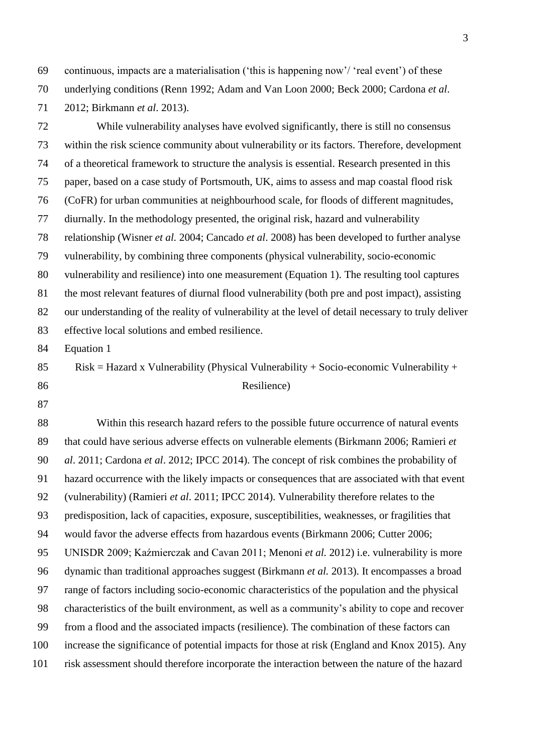continuous, impacts are a materialisation ('this is happening now'/ 'real event') of these underlying conditions (Renn 1992; Adam and Van Loon 2000; Beck 2000; Cardona *et al*. 2012; Birkmann *et al*. 2013).

While vulnerability analyses have evolved significantly, there is still no consensus within the risk science community about vulnerability or its factors. Therefore, development of a theoretical framework to structure the analysis is essential. Research presented in this paper, based on a case study of Portsmouth, UK, aims to assess and map coastal flood risk (CoFR) for urban communities at neighbourhood scale, for floods of different magnitudes, diurnally. In the methodology presented, the original risk, hazard and vulnerability relationship (Wisner *et al.* 2004; Cancado *et al*. 2008) has been developed to further analyse vulnerability, by combining three components (physical vulnerability, socio-economic vulnerability and resilience) into one measurement (Equation 1). The resulting tool captures the most relevant features of diurnal flood vulnerability (both pre and post impact), assisting our understanding of the reality of vulnerability at the level of detail necessary to truly deliver effective local solutions and embed resilience.

Equation 1

$$\text{Risk} = \text{Hazard} \times \text{Vulnerability (Physical Vulnerability + Socio-economic Vulnerability + Resilience)}$$

Within this research hazard refers to the possible future occurrence of natural events that could have serious adverse effects on vulnerable elements (Birkmann 2006; Ramieri *et al*. 2011; Cardona *et al*. 2012; IPCC 2014). The concept of risk combines the probability of hazard occurrence with the likely impacts or consequences that are associated with that event (vulnerability) (Ramieri *et al*. 2011; IPCC 2014). Vulnerability therefore relates to the predisposition, lack of capacities, exposure, susceptibilities, weaknesses, or fragilities that would favor the adverse effects from hazardous events (Birkmann 2006; Cutter 2006; UNISDR 2009; Kaźmierczak and Cavan 2011; Menoni *et al.* 2012) i.e. vulnerability is more dynamic than traditional approaches suggest (Birkmann *et al.* 2013). It encompasses a broad range of factors including socio-economic characteristics of the population and the physical characteristics of the built environment, as well as a community's ability to cope and recover from a flood and the associated impacts (resilience). The combination of these factors can increase the significance of potential impacts for those at risk (England and Knox 2015). Any risk assessment should therefore incorporate the interaction between the nature of the hazard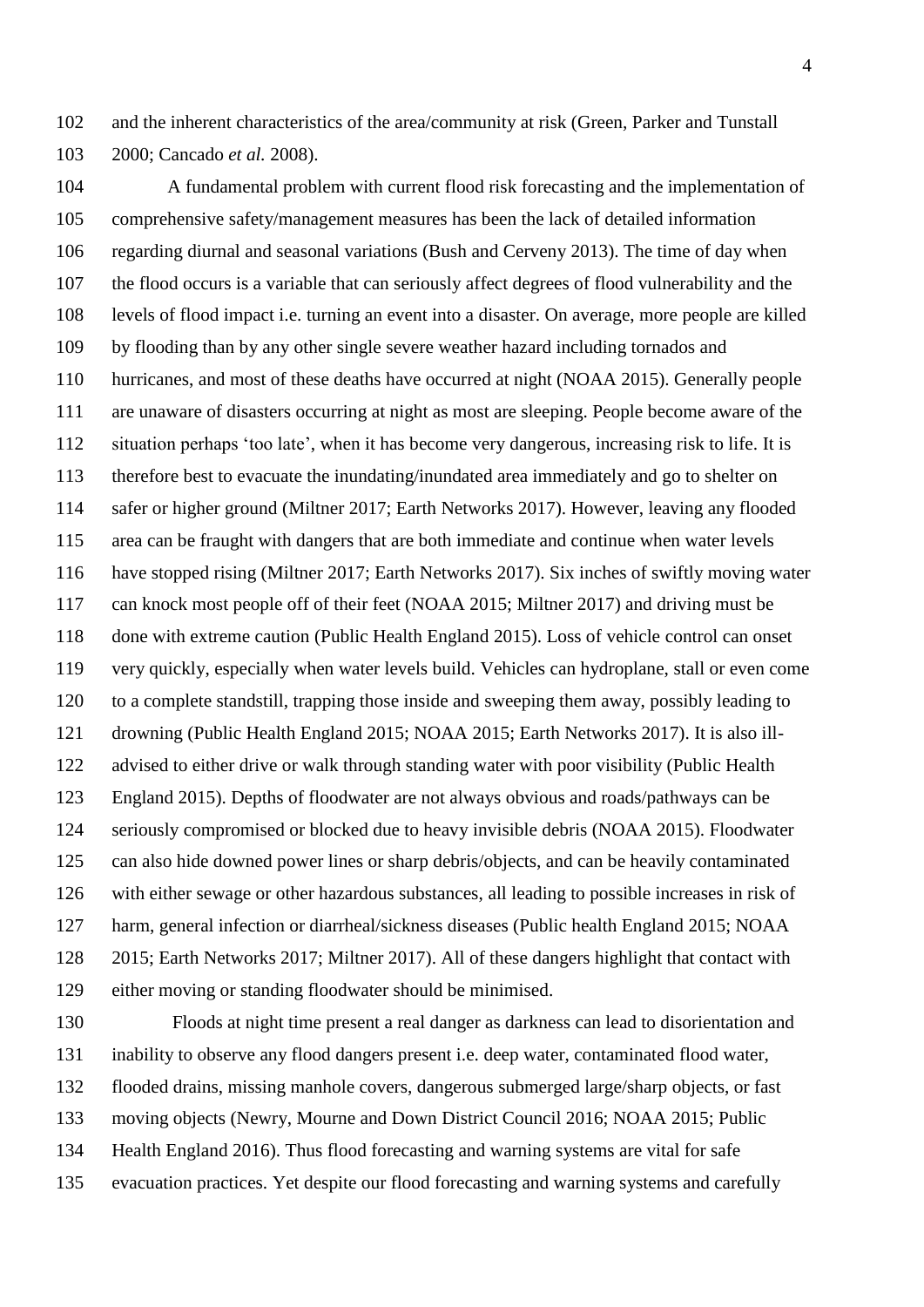and the inherent characteristics of the area/community at risk (Green, Parker and Tunstall 2000; Cancado *et al.* 2008).

A fundamental problem with current flood risk forecasting and the implementation of comprehensive safety/management measures has been the lack of detailed information regarding diurnal and seasonal variations (Bush and Cerveny 2013). The time of day when the flood occurs is a variable that can seriously affect degrees of flood vulnerability and the levels of flood impact i.e. turning an event into a disaster. On average, more people are killed by flooding than by any other single severe weather hazard including tornados and hurricanes, and most of these deaths have occurred at night (NOAA 2015). Generally people are unaware of disasters occurring at night as most are sleeping. People become aware of the situation perhaps 'too late', when it has become very dangerous, increasing risk to life. It is therefore best to evacuate the inundating/inundated area immediately and go to shelter on safer or higher ground (Miltner 2017; Earth Networks 2017). However, leaving any flooded area can be fraught with dangers that are both immediate and continue when water levels have stopped rising (Miltner 2017; Earth Networks 2017). Six inches of swiftly moving water can knock most people off of their feet (NOAA 2015; Miltner 2017) and driving must be done with extreme caution (Public Health England 2015). Loss of vehicle control can onset very quickly, especially when water levels build. Vehicles can hydroplane, stall or even come to a complete standstill, trapping those inside and sweeping them away, possibly leading to drowning (Public Health England 2015; NOAA 2015; Earth Networks 2017). It is also ill-advised to either drive or walk through standing water with poor visibility (Public Health England 2015). Depths of floodwater are not always obvious and roads/pathways can be seriously compromised or blocked due to heavy invisible debris (NOAA 2015). Floodwater can also hide downed power lines or sharp debris/objects, and can be heavily contaminated with either sewage or other hazardous substances, all leading to possible increases in risk of harm, general infection or diarrheal/sickness diseases (Public health England 2015; NOAA 2015; Earth Networks 2017; Miltner 2017). All of these dangers highlight that contact with either moving or standing floodwater should be minimised.

Floods at night time present a real danger as darkness can lead to disorientation and inability to observe any flood dangers present i.e. deep water, contaminated flood water, flooded drains, missing manhole covers, dangerous submerged large/sharp objects, or fast moving objects (Newry, Mourne and Down District Council 2016; NOAA 2015; Public Health England 2016). Thus flood forecasting and warning systems are vital for safe evacuation practices. Yet despite our flood forecasting and warning systems and carefully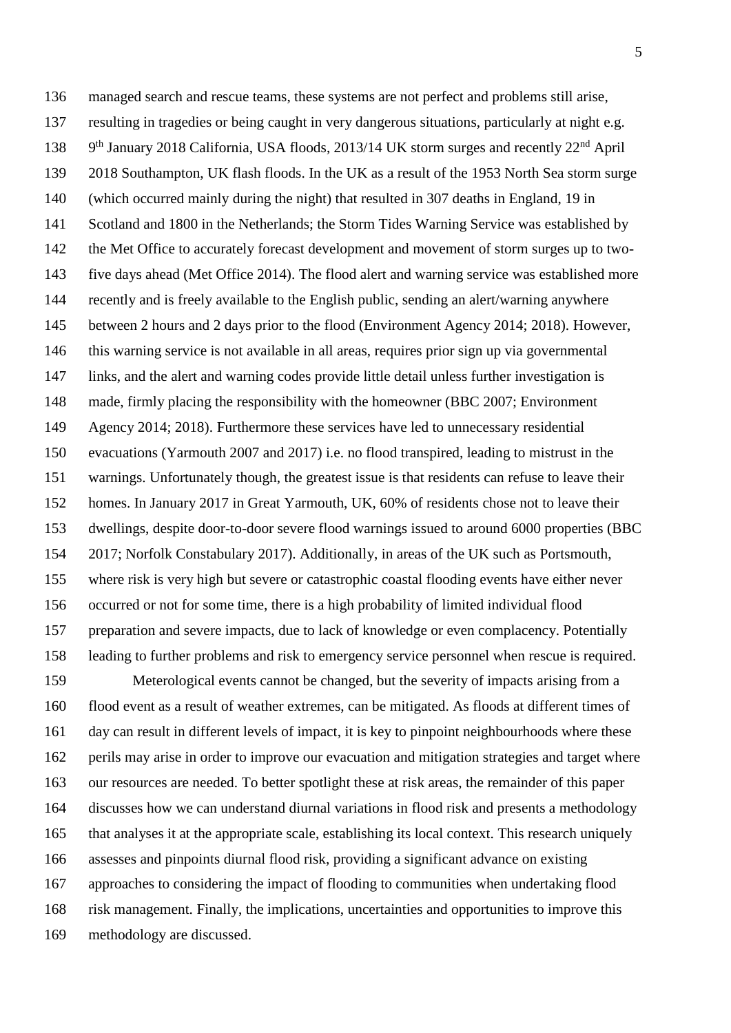managed search and rescue teams, these systems are not perfect and problems still arise, resulting in tragedies or being caught in very dangerous situations, particularly at night e.g. 9th January 2018 California, USA floods, 2013/14 UK storm surges and recently 22nd April 2018 Southampton, UK flash floods. In the UK as a result of the 1953 North Sea storm surge (which occurred mainly during the night) that resulted in 307 deaths in England, 19 in Scotland and 1800 in the Netherlands; the Storm Tides Warning Service was established by the Met Office to accurately forecast development and movement of storm surges up to two-five days ahead (Met Office 2014). The flood alert and warning service was established more recently and is freely available to the English public, sending an alert/warning anywhere between 2 hours and 2 days prior to the flood (Environment Agency 2014; 2018). However, this warning service is not available in all areas, requires prior sign up via governmental links, and the alert and warning codes provide little detail unless further investigation is made, firmly placing the responsibility with the homeowner (BBC 2007; Environment Agency 2014; 2018). Furthermore these services have led to unnecessary residential evacuations (Yarmouth 2007 and 2017) i.e. no flood transpired, leading to mistrust in the warnings. Unfortunately though, the greatest issue is that residents can refuse to leave their homes. In January 2017 in Great Yarmouth, UK, 60% of residents chose not to leave their dwellings, despite door-to-door severe flood warnings issued to around 6000 properties (BBC 2017; Norfolk Constabulary 2017). Additionally, in areas of the UK such as Portsmouth, where risk is very high but severe or catastrophic coastal flooding events have either never occurred or not for some time, there is a high probability of limited individual flood preparation and severe impacts, due to lack of knowledge or even complacency. Potentially leading to further problems and risk to emergency service personnel when rescue is required.

Meterological events cannot be changed, but the severity of impacts arising from a flood event as a result of weather extremes, can be mitigated. As floods at different times of day can result in different levels of impact, it is key to pinpoint neighbourhoods where these perils may arise in order to improve our evacuation and mitigation strategies and target where our resources are needed. To better spotlight these at risk areas, the remainder of this paper discusses how we can understand diurnal variations in flood risk and presents a methodology that analyses it at the appropriate scale, establishing its local context. This research uniquely assesses and pinpoints diurnal flood risk, providing a significant advance on existing approaches to considering the impact of flooding to communities when undertaking flood risk management. Finally, the implications, uncertainties and opportunities to improve this methodology are discussed.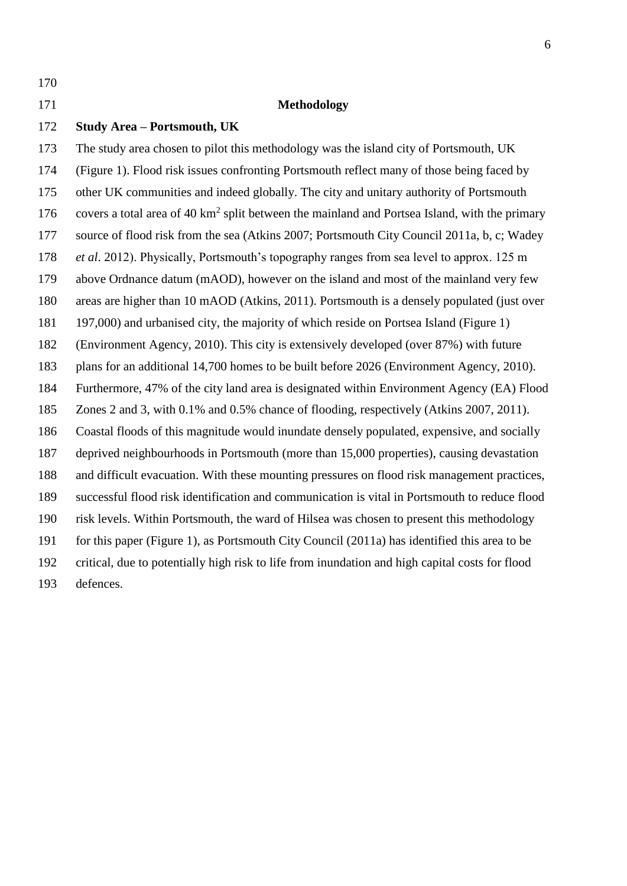## Methodology

### Study Area – Portsmouth, UK

The study area chosen to pilot this methodology was the island city of Portsmouth, UK (Figure 1). Flood risk issues confronting Portsmouth reflect many of those being faced by other UK communities and indeed globally. The city and unitary authority of Portsmouth covers a total area of 40 km$^2$ split between the mainland and Portsea Island, with the primary source of flood risk from the sea (Atkins 2007; Portsmouth City Council 2011a, b, c; Wadey *et al*. 2012). Physically, Portsmouth's topography ranges from sea level to approx. 125 m above Ordnance datum (mAOD), however on the island and most of the mainland very few areas are higher than 10 mAOD (Atkins, 2011). Portsmouth is a densely populated (just over 197,000) and urbanised city, the majority of which reside on Portsea Island (Figure 1) (Environment Agency, 2010). This city is extensively developed (over 87%) with future plans for an additional 14,700 homes to be built before 2026 (Environment Agency, 2010). Furthermore, 47% of the city land area is designated within Environment Agency (EA) Flood Zones 2 and 3, with 0.1% and 0.5% chance of flooding, respectively (Atkins 2007, 2011). Coastal floods of this magnitude would inundate densely populated, expensive, and socially deprived neighbourhoods in Portsmouth (more than 15,000 properties), causing devastation and difficult evacuation. With these mounting pressures on flood risk management practices, successful flood risk identification and communication is vital in Portsmouth to reduce flood risk levels. Within Portsmouth, the ward of Hilsea was chosen to present this methodology for this paper (Figure 1), as Portsmouth City Council (2011a) has identified this area to be critical, due to potentially high risk to life from inundation and high capital costs for flood defences.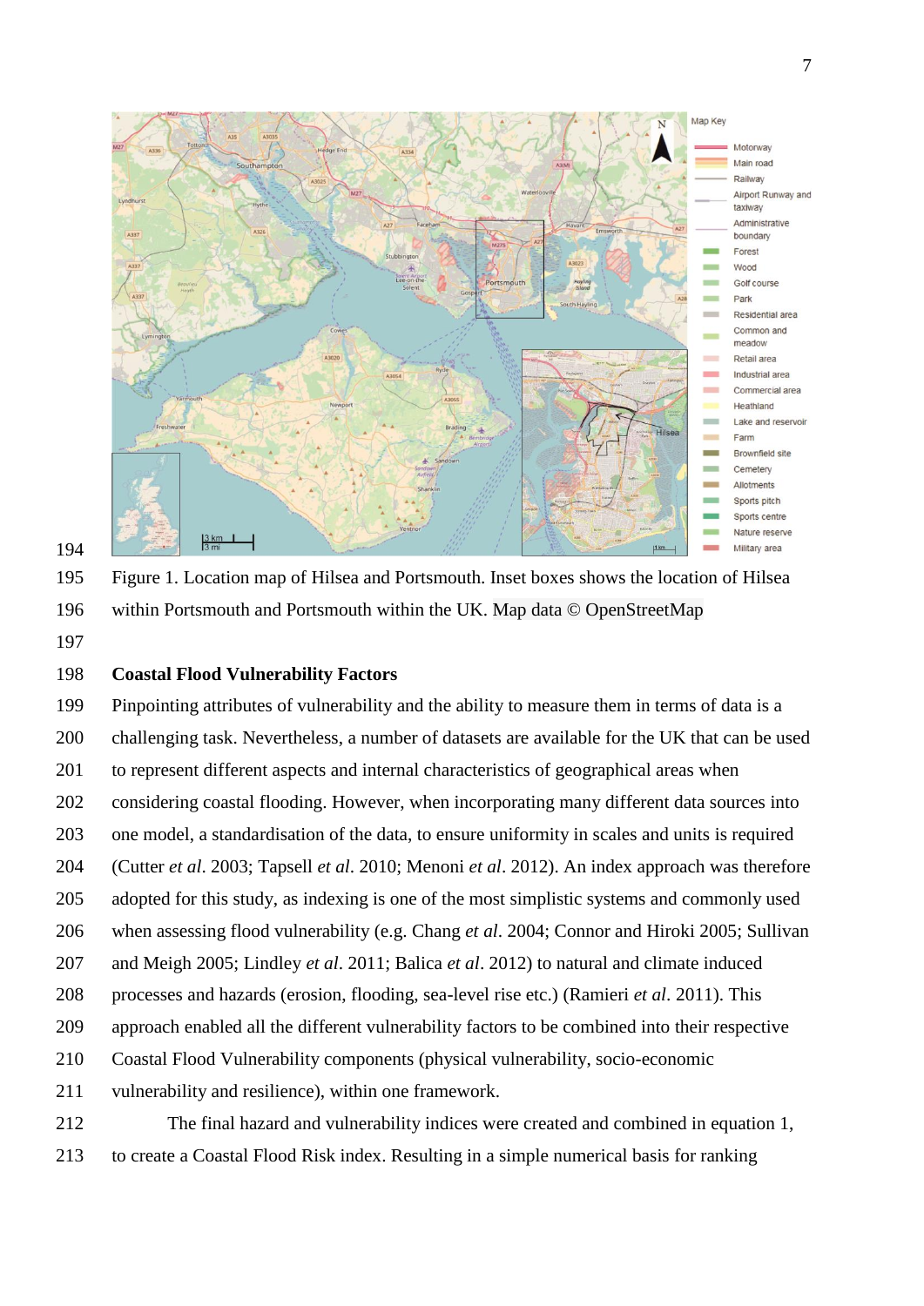Figure 1. Location map of Hilsea and Portsmouth. Inset boxes shows the location of Hilsea within Portsmouth and Portsmouth within the UK. Map data © OpenStreetMap

## Coastal Flood Vulnerability Factors

Pinpointing attributes of vulnerability and the ability to measure them in terms of data is a challenging task. Nevertheless, a number of datasets are available for the UK that can be used to represent different aspects and internal characteristics of geographical areas when considering coastal flooding. However, when incorporating many different data sources into one model, a standardisation of the data, to ensure uniformity in scales and units is required (Cutter *et al*. 2003; Tapsell *et al*. 2010; Menoni *et al*. 2012). An index approach was therefore adopted for this study, as indexing is one of the most simplistic systems and commonly used when assessing flood vulnerability (e.g. Chang *et al*. 2004; Connor and Hiroki 2005; Sullivan and Meigh 2005; Lindley *et al*. 2011; Balica *et al*. 2012) to natural and climate induced processes and hazards (erosion, flooding, sea-level rise etc.) (Ramieri *et al*. 2011). This approach enabled all the different vulnerability factors to be combined into their respective Coastal Flood Vulnerability components (physical vulnerability, socio-economic vulnerability and resilience), within one framework.

The final hazard and vulnerability indices were created and combined in equation 1, to create a Coastal Flood Risk index. Resulting in a simple numerical basis for ranking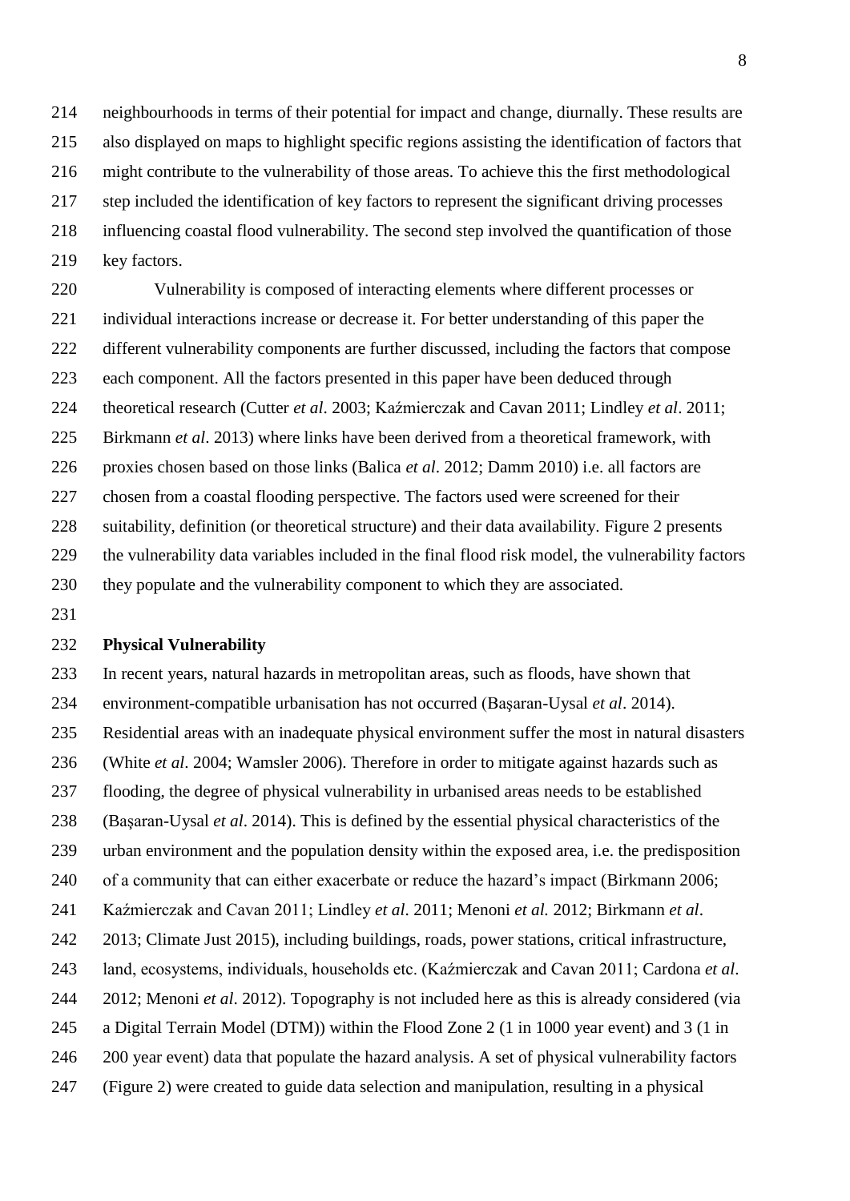neighbourhoods in terms of their potential for impact and change, diurnally. These results are also displayed on maps to highlight specific regions assisting the identification of factors that might contribute to the vulnerability of those areas. To achieve this the first methodological step included the identification of key factors to represent the significant driving processes influencing coastal flood vulnerability. The second step involved the quantification of those key factors.

Vulnerability is composed of interacting elements where different processes or individual interactions increase or decrease it. For better understanding of this paper the different vulnerability components are further discussed, including the factors that compose each component. All the factors presented in this paper have been deduced through theoretical research (Cutter *et al*. 2003; Kaźmierczak and Cavan 2011; Lindley *et al*. 2011; Birkmann *et al*. 2013) where links have been derived from a theoretical framework, with proxies chosen based on those links (Balica *et al*. 2012; Damm 2010) i.e. all factors are chosen from a coastal flooding perspective. The factors used were screened for their suitability, definition (or theoretical structure) and their data availability. Figure 2 presents the vulnerability data variables included in the final flood risk model, the vulnerability factors they populate and the vulnerability component to which they are associated.

**Physical Vulnerability**

In recent years, natural hazards in metropolitan areas, such as floods, have shown that environment-compatible urbanisation has not occurred (Başaran-Uysal *et al*. 2014). Residential areas with an inadequate physical environment suffer the most in natural disasters (White *et al*. 2004; Wamsler 2006). Therefore in order to mitigate against hazards such as flooding, the degree of physical vulnerability in urbanised areas needs to be established (Başaran-Uysal *et al*. 2014). This is defined by the essential physical characteristics of the urban environment and the population density within the exposed area, i.e. the predisposition of a community that can either exacerbate or reduce the hazard's impact (Birkmann 2006; Kaźmierczak and Cavan 2011; Lindley *et al*. 2011; Menoni *et al.* 2012; Birkmann *et al*. 2013; Climate Just 2015), including buildings, roads, power stations, critical infrastructure, land, ecosystems, individuals, households etc. (Kaźmierczak and Cavan 2011; Cardona *et al*. 2012; Menoni *et al*. 2012). Topography is not included here as this is already considered (via a Digital Terrain Model (DTM)) within the Flood Zone 2 (1 in 1000 year event) and 3 (1 in 200 year event) data that populate the hazard analysis. A set of physical vulnerability factors (Figure 2) were created to guide data selection and manipulation, resulting in a physical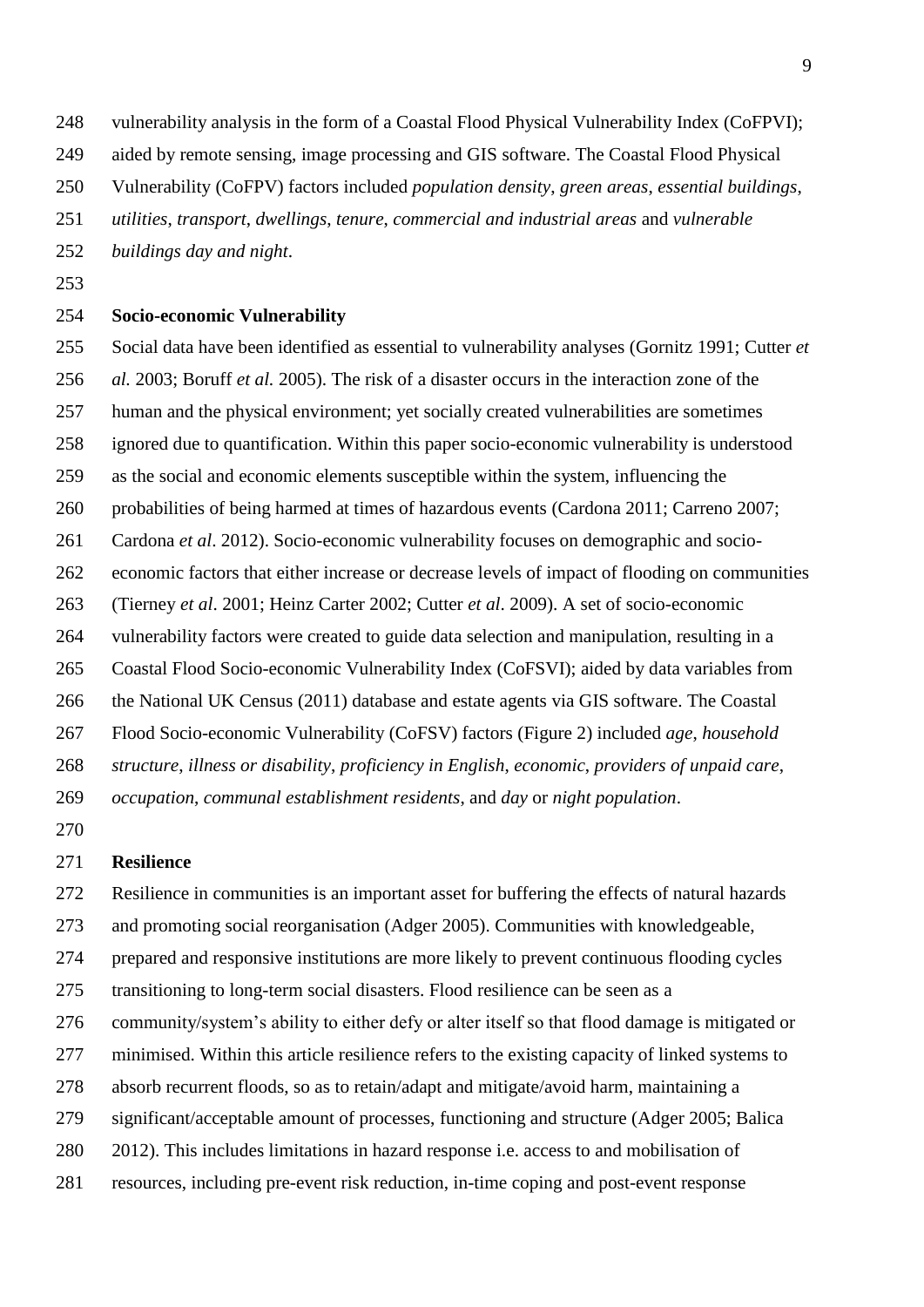vulnerability analysis in the form of a Coastal Flood Physical Vulnerability Index (CoFPVI); aided by remote sensing, image processing and GIS software. The Coastal Flood Physical Vulnerability (CoFPV) factors included *population density*, *green areas*, *essential buildings*, *utilities*, *transport*, *dwellings*, *tenure*, *commercial and industrial areas* and *vulnerable buildings day and night*.

**Socio-economic Vulnerability**

Social data have been identified as essential to vulnerability analyses (Gornitz 1991; Cutter *et al.* 2003; Boruff *et al.* 2005). The risk of a disaster occurs in the interaction zone of the human and the physical environment; yet socially created vulnerabilities are sometimes ignored due to quantification. Within this paper socio-economic vulnerability is understood as the social and economic elements susceptible within the system, influencing the probabilities of being harmed at times of hazardous events (Cardona 2011; Carreno 2007; Cardona *et al*. 2012). Socio-economic vulnerability focuses on demographic and socio-economic factors that either increase or decrease levels of impact of flooding on communities (Tierney *et al*. 2001; Heinz Carter 2002; Cutter *et al*. 2009). A set of socio-economic vulnerability factors were created to guide data selection and manipulation, resulting in a Coastal Flood Socio-economic Vulnerability Index (CoFSVI); aided by data variables from the National UK Census (2011) database and estate agents via GIS software. The Coastal Flood Socio-economic Vulnerability (CoFSV) factors (Figure 2) included *age*, *household structure*, *illness or disability*, *proficiency in English*, *economic*, *providers of unpaid care*, *occupation*, *communal establishment residents*, and *day* or *night population*.

**Resilience**

Resilience in communities is an important asset for buffering the effects of natural hazards and promoting social reorganisation (Adger 2005). Communities with knowledgeable, prepared and responsive institutions are more likely to prevent continuous flooding cycles transitioning to long-term social disasters. Flood resilience can be seen as a community/system's ability to either defy or alter itself so that flood damage is mitigated or minimised. Within this article resilience refers to the existing capacity of linked systems to absorb recurrent floods, so as to retain/adapt and mitigate/avoid harm, maintaining a significant/acceptable amount of processes, functioning and structure (Adger 2005; Balica 2012). This includes limitations in hazard response i.e. access to and mobilisation of resources, including pre-event risk reduction, in-time coping and post-event response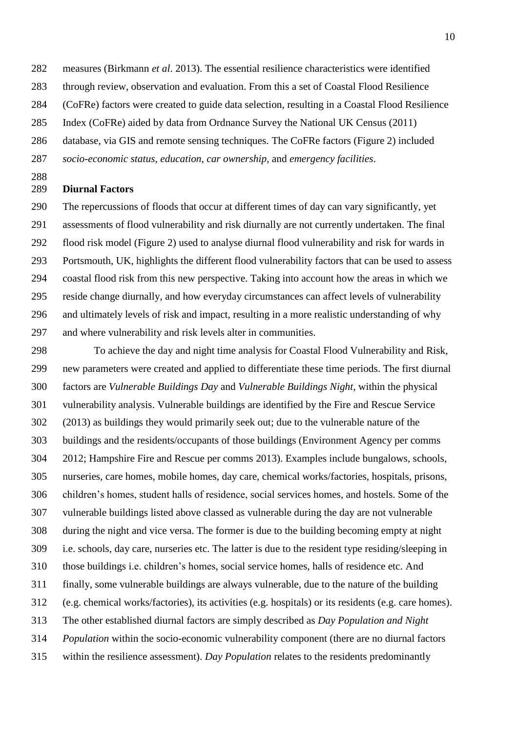measures (Birkmann *et al*. 2013). The essential resilience characteristics were identified through review, observation and evaluation. From this a set of Coastal Flood Resilience (CoFRe) factors were created to guide data selection, resulting in a Coastal Flood Resilience Index (CoFRe) aided by data from Ordnance Survey the National UK Census (2011) database, via GIS and remote sensing techniques. The CoFRe factors (Figure 2) included *socio-economic status*, *education*, *car ownership*, and *emergency facilities*.

**Diurnal Factors**

The repercussions of floods that occur at different times of day can vary significantly, yet assessments of flood vulnerability and risk diurnally are not currently undertaken. The final flood risk model (Figure 2) used to analyse diurnal flood vulnerability and risk for wards in Portsmouth, UK, highlights the different flood vulnerability factors that can be used to assess coastal flood risk from this new perspective. Taking into account how the areas in which we reside change diurnally, and how everyday circumstances can affect levels of vulnerability and ultimately levels of risk and impact, resulting in a more realistic understanding of why and where vulnerability and risk levels alter in communities.

To achieve the day and night time analysis for Coastal Flood Vulnerability and Risk, new parameters were created and applied to differentiate these time periods. The first diurnal factors are *Vulnerable Buildings Day* and *Vulnerable Buildings Night*, within the physical vulnerability analysis. Vulnerable buildings are identified by the Fire and Rescue Service (2013) as buildings they would primarily seek out; due to the vulnerable nature of the buildings and the residents/occupants of those buildings (Environment Agency per comms 2012; Hampshire Fire and Rescue per comms 2013). Examples include bungalows, schools, nurseries, care homes, mobile homes, day care, chemical works/factories, hospitals, prisons, children's homes, student halls of residence, social services homes, and hostels. Some of the vulnerable buildings listed above classed as vulnerable during the day are not vulnerable during the night and vice versa. The former is due to the building becoming empty at night i.e. schools, day care, nurseries etc. The latter is due to the resident type residing/sleeping in those buildings i.e. children's homes, social service homes, halls of residence etc. And finally, some vulnerable buildings are always vulnerable, due to the nature of the building (e.g. chemical works/factories), its activities (e.g. hospitals) or its residents (e.g. care homes). The other established diurnal factors are simply described as *Day Population and Night Population* within the socio-economic vulnerability component (there are no diurnal factors within the resilience assessment). *Day Population* relates to the residents predominantly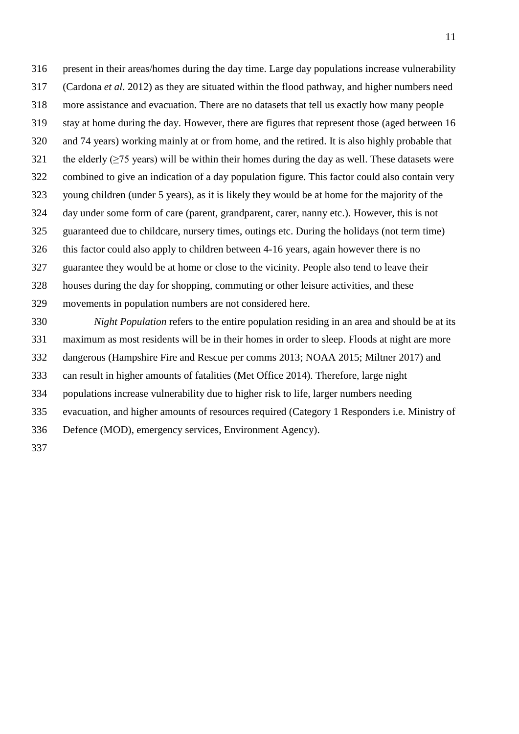present in their areas/homes during the day time. Large day populations increase vulnerability (Cardona *et al*. 2012) as they are situated within the flood pathway, and higher numbers need more assistance and evacuation. There are no datasets that tell us exactly how many people stay at home during the day. However, there are figures that represent those (aged between 16 and 74 years) working mainly at or from home, and the retired. It is also highly probable that the elderly (≥75 years) will be within their homes during the day as well. These datasets were combined to give an indication of a day population figure. This factor could also contain very young children (under 5 years), as it is likely they would be at home for the majority of the day under some form of care (parent, grandparent, carer, nanny etc.). However, this is not guaranteed due to childcare, nursery times, outings etc. During the holidays (not term time) this factor could also apply to children between 4-16 years, again however there is no guarantee they would be at home or close to the vicinity. People also tend to leave their houses during the day for shopping, commuting or other leisure activities, and these movements in population numbers are not considered here.

*Night Population* refers to the entire population residing in an area and should be at its maximum as most residents will be in their homes in order to sleep. Floods at night are more dangerous (Hampshire Fire and Rescue per comms 2013; NOAA 2015; Miltner 2017) and can result in higher amounts of fatalities (Met Office 2014). Therefore, large night populations increase vulnerability due to higher risk to life, larger numbers needing evacuation, and higher amounts of resources required (Category 1 Responders i.e. Ministry of Defence (MOD), emergency services, Environment Agency).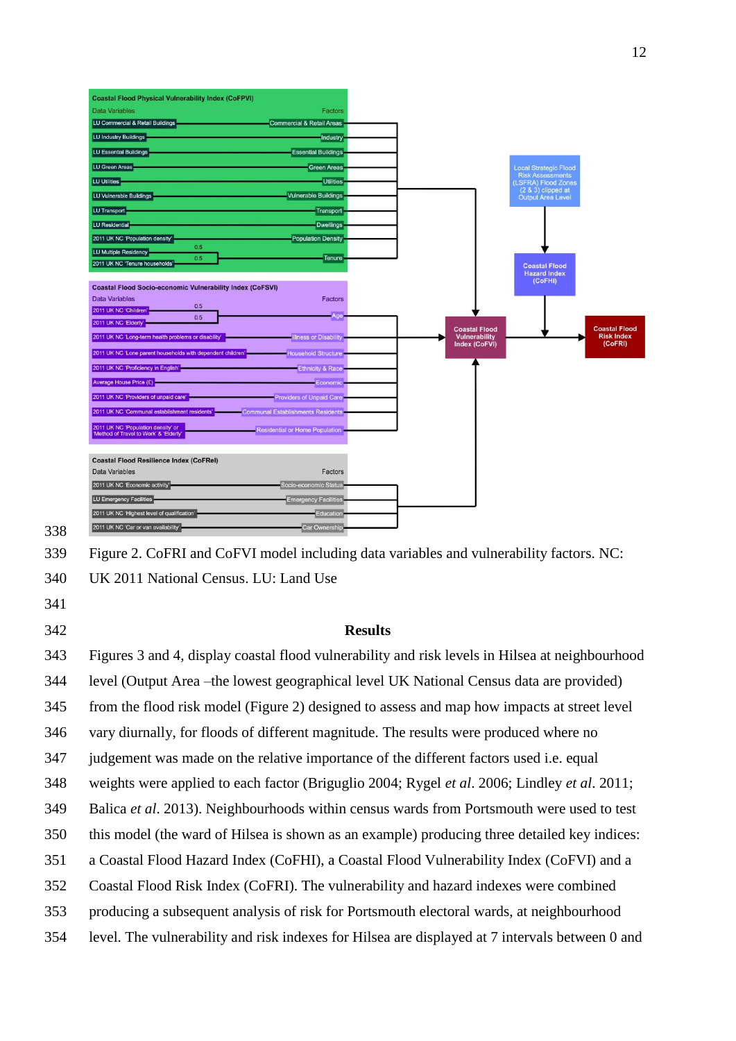Figure 2. CoFRI and CoFVI model including data variables and vulnerability factors. NC: UK 2011 National Census. LU: Land Use

## Results

Figures 3 and 4, display coastal flood vulnerability and risk levels in Hilsea at neighbourhood level (Output Area –the lowest geographical level UK National Census data are provided) from the flood risk model (Figure 2) designed to assess and map how impacts at street level vary diurnally, for floods of different magnitude. The results were produced where no judgement was made on the relative importance of the different factors used i.e. equal weights were applied to each factor (Briguglio 2004; Rygel *et al*. 2006; Lindley *et al*. 2011; Balica *et al*. 2013). Neighbourhoods within census wards from Portsmouth were used to test this model (the ward of Hilsea is shown as an example) producing three detailed key indices: a Coastal Flood Hazard Index (CoFHI), a Coastal Flood Vulnerability Index (CoFVI) and a Coastal Flood Risk Index (CoFRI). The vulnerability and hazard indexes were combined producing a subsequent analysis of risk for Portsmouth electoral wards, at neighbourhood level. The vulnerability and risk indexes for Hilsea are displayed at 7 intervals between 0 and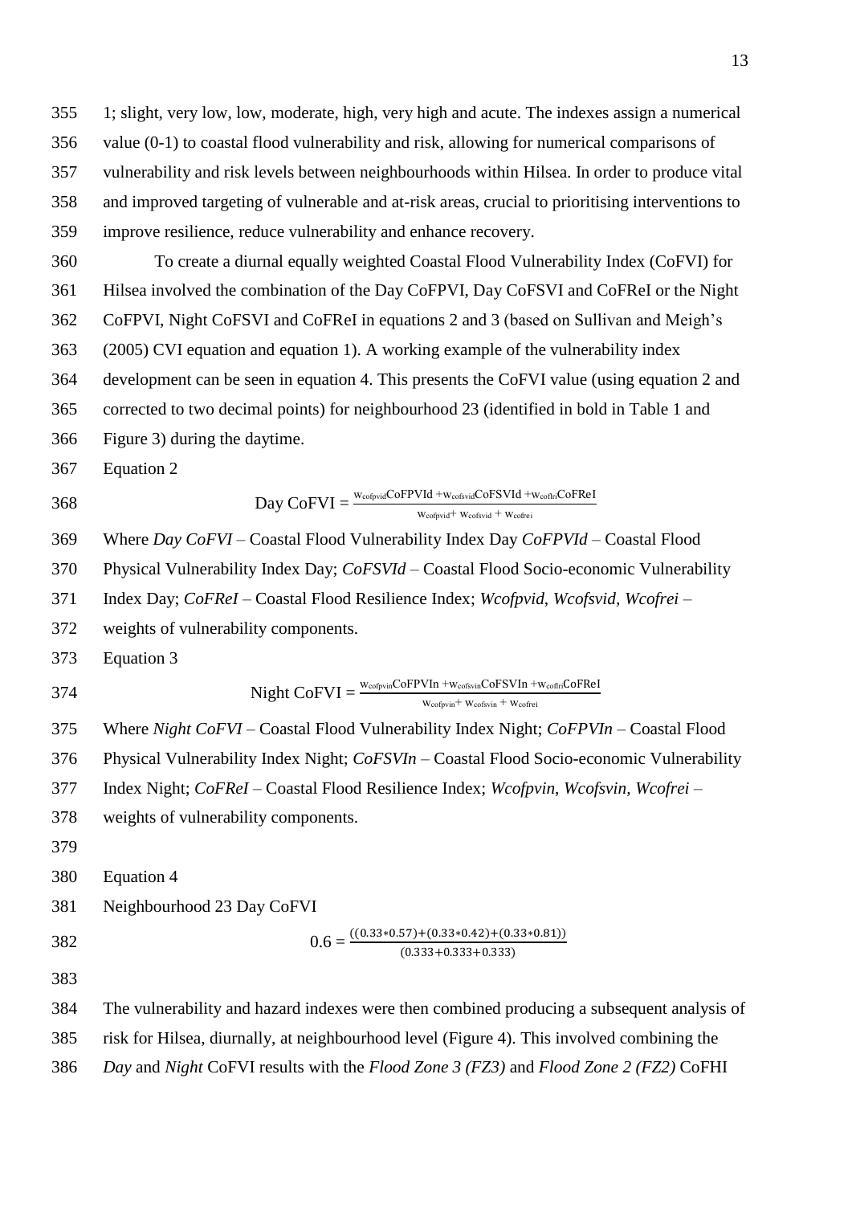1; slight, very low, low, moderate, high, very high and acute. The indexes assign a numerical value (0-1) to coastal flood vulnerability and risk, allowing for numerical comparisons of vulnerability and risk levels between neighbourhoods within Hilsea. In order to produce vital and improved targeting of vulnerable and at-risk areas, crucial to prioritising interventions to improve resilience, reduce vulnerability and enhance recovery.

To create a diurnal equally weighted Coastal Flood Vulnerability Index (CoFVI) for Hilsea involved the combination of the Day CoFPVI, Day CoFSVI and CoFReI or the Night CoFPVI, Night CoFSVI and CoFReI in equations 2 and 3 (based on Sullivan and Meigh's (2005) CVI equation and equation 1). A working example of the vulnerability index development can be seen in equation 4. This presents the CoFVI value (using equation 2 and corrected to two decimal points) for neighbourhood 23 (identified in bold in Table 1 and Figure 3) during the daytime.

Equation 2

$$\text{Day CoFVI} = \frac{w_{cofpvid}\text{CoFPVId} + w_{cofsvid}\text{CoFSVId} + w_{cofri}\text{CoFReI}}{w_{cofpvid} + w_{cofsvid} + w_{cofrei}}$$

Where *Day CoFVI* – Coastal Flood Vulnerability Index Day *CoFPVId* – Coastal Flood Physical Vulnerability Index Day; *CoFSVId* – Coastal Flood Socio-economic Vulnerability Index Day; *CoFReI* – Coastal Flood Resilience Index; *Wcofpvid, Wcofsvid, Wcofrei* – weights of vulnerability components.

Equation 3

$$\text{Night CoFVI} = \frac{w_{cofpvin}\text{CoFPVIn} + w_{cofsvin}\text{CoFSVIn} + w_{cofri}\text{CoFReI}}{w_{cofpvin} + w_{cofsvin} + w_{cofrei}}$$

Where *Night CoFVI* – Coastal Flood Vulnerability Index Night; *CoFPVIn* – Coastal Flood Physical Vulnerability Index Night; *CoFSVIn* – Coastal Flood Socio-economic Vulnerability Index Night; *CoFReI* – Coastal Flood Resilience Index; *Wcofpvin, Wcofsvin, Wcofrei* – weights of vulnerability components.

Equation 4

Neighbourhood 23 Day CoFVI

$$0.6 = \frac{((0.33*0.57)+(0.33*0.42)+(0.33*0.81))}{(0.333+0.333+0.333)}$$

The vulnerability and hazard indexes were then combined producing a subsequent analysis of risk for Hilsea, diurnally, at neighbourhood level (Figure 4). This involved combining the *Day* and *Night* CoFVI results with the *Flood Zone 3 (FZ3)* and *Flood Zone 2 (FZ2)* CoFHI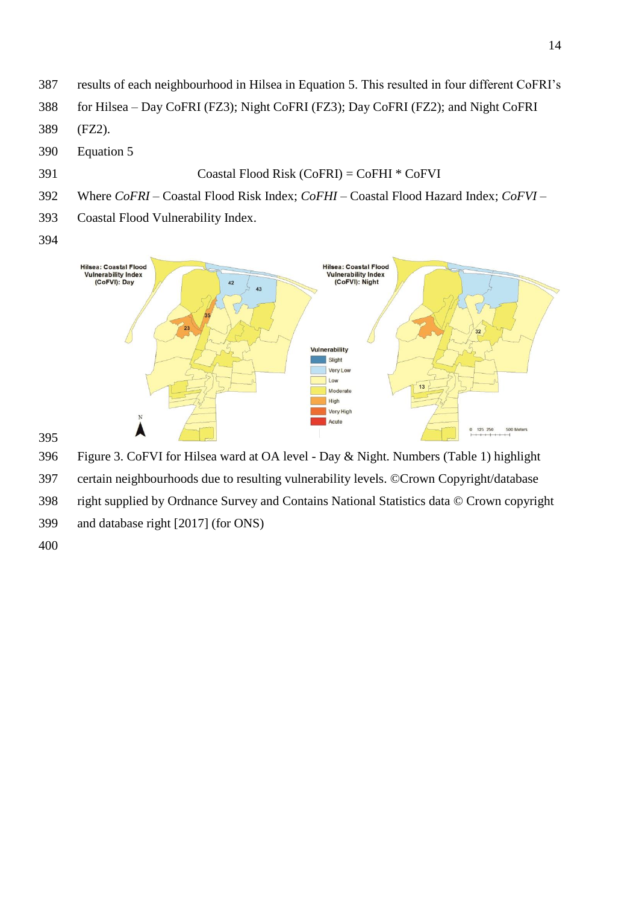results of each neighbourhood in Hilsea in Equation 5. This resulted in four different CoFRI's for Hilsea – Day CoFRI (FZ3); Night CoFRI (FZ3); Day CoFRI (FZ2); and Night CoFRI (FZ2).

Equation 5

$$\text{Coastal Flood Risk (CoFRI)} = \text{CoFHI} * \text{CoFVI}$$

Where *CoFRI* – Coastal Flood Risk Index; *CoFHI* – Coastal Flood Hazard Index; *CoFVI* – Coastal Flood Vulnerability Index.

Figure 3. CoFVI for Hilsea ward at OA level - Day & Night. Numbers (Table 1) highlight certain neighbourhoods due to resulting vulnerability levels. ©Crown Copyright/database right supplied by Ordnance Survey and Contains National Statistics data © Crown copyright and database right [2017] (for ONS)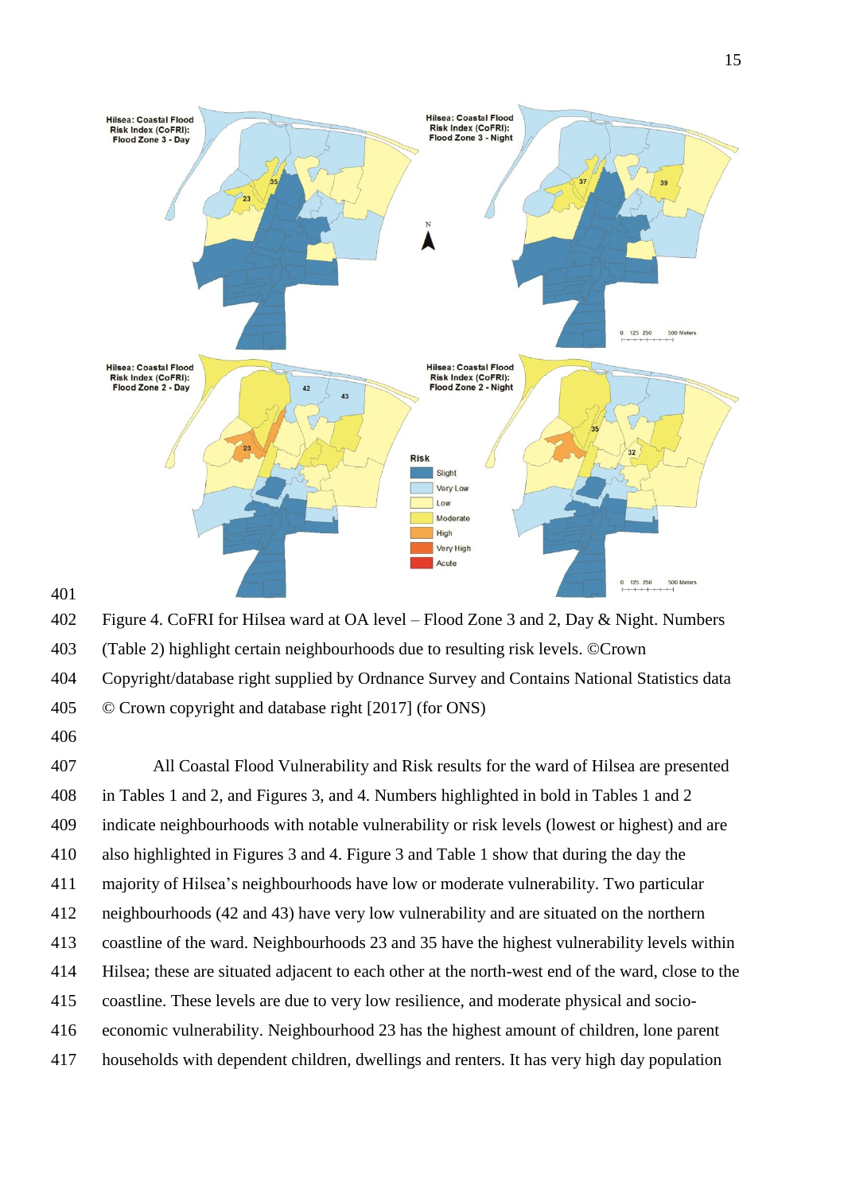Figure 4. CoFRI for Hilsea ward at OA level – Flood Zone 3 and 2, Day & Night. Numbers (Table 2) highlight certain neighbourhoods due to resulting risk levels. ©Crown Copyright/database right supplied by Ordnance Survey and Contains National Statistics data © Crown copyright and database right [2017] (for ONS)

All Coastal Flood Vulnerability and Risk results for the ward of Hilsea are presented in Tables 1 and 2, and Figures 3, and 4. Numbers highlighted in bold in Tables 1 and 2 indicate neighbourhoods with notable vulnerability or risk levels (lowest or highest) and are also highlighted in Figures 3 and 4. Figure 3 and Table 1 show that during the day the majority of Hilsea's neighbourhoods have low or moderate vulnerability. Two particular neighbourhoods (42 and 43) have very low vulnerability and are situated on the northern coastline of the ward. Neighbourhoods 23 and 35 have the highest vulnerability levels within Hilsea; these are situated adjacent to each other at the north-west end of the ward, close to the coastline. These levels are due to very low resilience, and moderate physical and socio-economic vulnerability. Neighbourhood 23 has the highest amount of children, lone parent households with dependent children, dwellings and renters. It has very high day population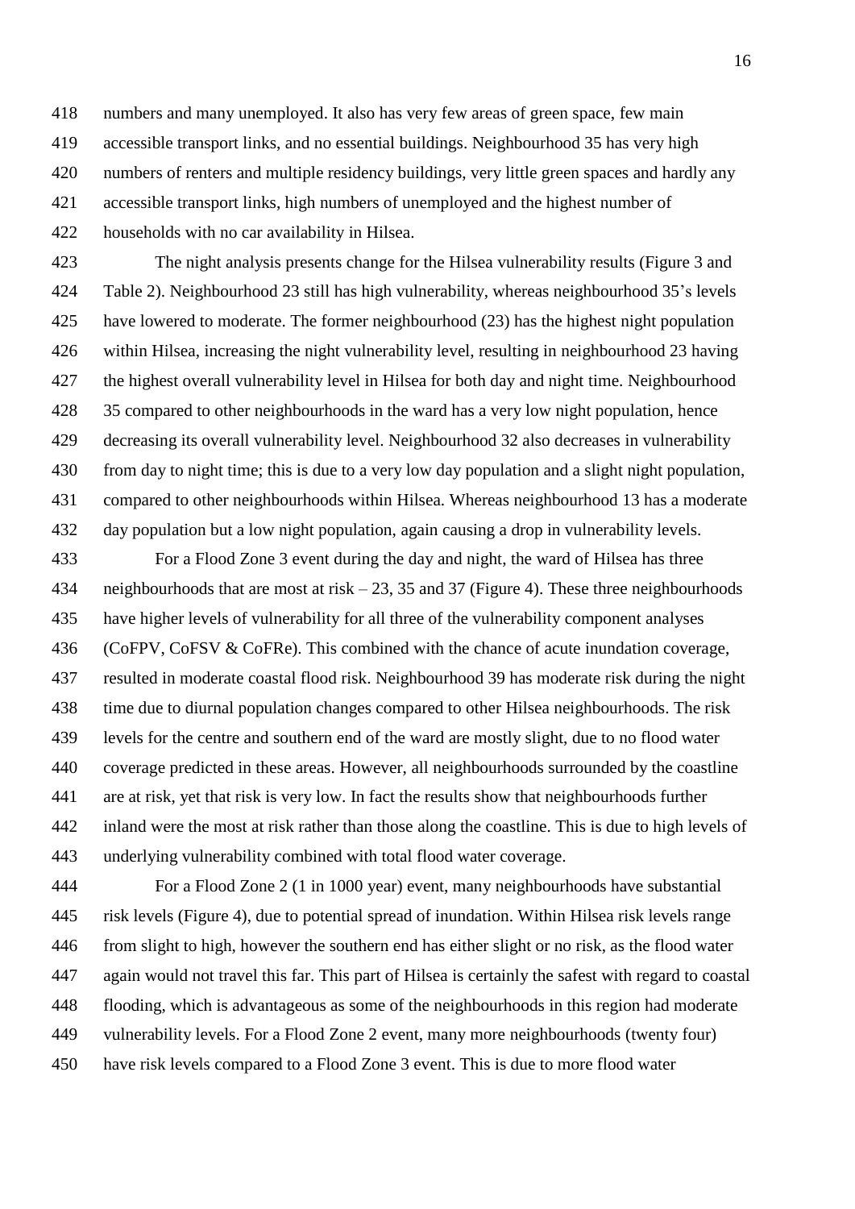numbers and many unemployed. It also has very few areas of green space, few main accessible transport links, and no essential buildings. Neighbourhood 35 has very high numbers of renters and multiple residency buildings, very little green spaces and hardly any accessible transport links, high numbers of unemployed and the highest number of households with no car availability in Hilsea.

The night analysis presents change for the Hilsea vulnerability results (Figure 3 and Table 2). Neighbourhood 23 still has high vulnerability, whereas neighbourhood 35's levels have lowered to moderate. The former neighbourhood (23) has the highest night population within Hilsea, increasing the night vulnerability level, resulting in neighbourhood 23 having the highest overall vulnerability level in Hilsea for both day and night time. Neighbourhood 35 compared to other neighbourhoods in the ward has a very low night population, hence decreasing its overall vulnerability level. Neighbourhood 32 also decreases in vulnerability from day to night time; this is due to a very low day population and a slight night population, compared to other neighbourhoods within Hilsea. Whereas neighbourhood 13 has a moderate day population but a low night population, again causing a drop in vulnerability levels.

For a Flood Zone 3 event during the day and night, the ward of Hilsea has three neighbourhoods that are most at risk – 23, 35 and 37 (Figure 4). These three neighbourhoods have higher levels of vulnerability for all three of the vulnerability component analyses (CoFPV, CoFSV & CoFRe). This combined with the chance of acute inundation coverage, resulted in moderate coastal flood risk. Neighbourhood 39 has moderate risk during the night time due to diurnal population changes compared to other Hilsea neighbourhoods. The risk levels for the centre and southern end of the ward are mostly slight, due to no flood water coverage predicted in these areas. However, all neighbourhoods surrounded by the coastline are at risk, yet that risk is very low. In fact the results show that neighbourhoods further inland were the most at risk rather than those along the coastline. This is due to high levels of underlying vulnerability combined with total flood water coverage.

For a Flood Zone 2 (1 in 1000 year) event, many neighbourhoods have substantial risk levels (Figure 4), due to potential spread of inundation. Within Hilsea risk levels range from slight to high, however the southern end has either slight or no risk, as the flood water again would not travel this far. This part of Hilsea is certainly the safest with regard to coastal flooding, which is advantageous as some of the neighbourhoods in this region had moderate vulnerability levels. For a Flood Zone 2 event, many more neighbourhoods (twenty four) have risk levels compared to a Flood Zone 3 event. This is due to more flood water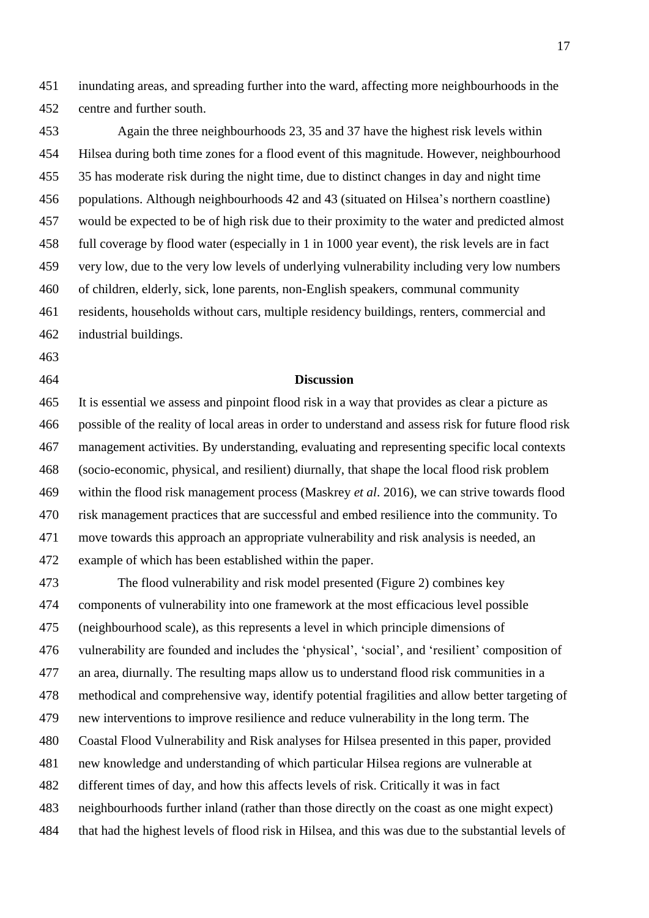inundating areas, and spreading further into the ward, affecting more neighbourhoods in the centre and further south.

Again the three neighbourhoods 23, 35 and 37 have the highest risk levels within Hilsea during both time zones for a flood event of this magnitude. However, neighbourhood 35 has moderate risk during the night time, due to distinct changes in day and night time populations. Although neighbourhoods 42 and 43 (situated on Hilsea's northern coastline) would be expected to be of high risk due to their proximity to the water and predicted almost full coverage by flood water (especially in 1 in 1000 year event), the risk levels are in fact very low, due to the very low levels of underlying vulnerability including very low numbers of children, elderly, sick, lone parents, non-English speakers, communal community residents, households without cars, multiple residency buildings, renters, commercial and industrial buildings.

## Discussion

It is essential we assess and pinpoint flood risk in a way that provides as clear a picture as possible of the reality of local areas in order to understand and assess risk for future flood risk management activities. By understanding, evaluating and representing specific local contexts (socio-economic, physical, and resilient) diurnally, that shape the local flood risk problem within the flood risk management process (Maskrey *et al*. 2016), we can strive towards flood risk management practices that are successful and embed resilience into the community. To move towards this approach an appropriate vulnerability and risk analysis is needed, an example of which has been established within the paper.

The flood vulnerability and risk model presented (Figure 2) combines key components of vulnerability into one framework at the most efficacious level possible (neighbourhood scale), as this represents a level in which principle dimensions of vulnerability are founded and includes the 'physical', 'social', and 'resilient' composition of an area, diurnally. The resulting maps allow us to understand flood risk communities in a methodical and comprehensive way, identify potential fragilities and allow better targeting of new interventions to improve resilience and reduce vulnerability in the long term. The Coastal Flood Vulnerability and Risk analyses for Hilsea presented in this paper, provided new knowledge and understanding of which particular Hilsea regions are vulnerable at different times of day, and how this affects levels of risk. Critically it was in fact neighbourhoods further inland (rather than those directly on the coast as one might expect) that had the highest levels of flood risk in Hilsea, and this was due to the substantial levels of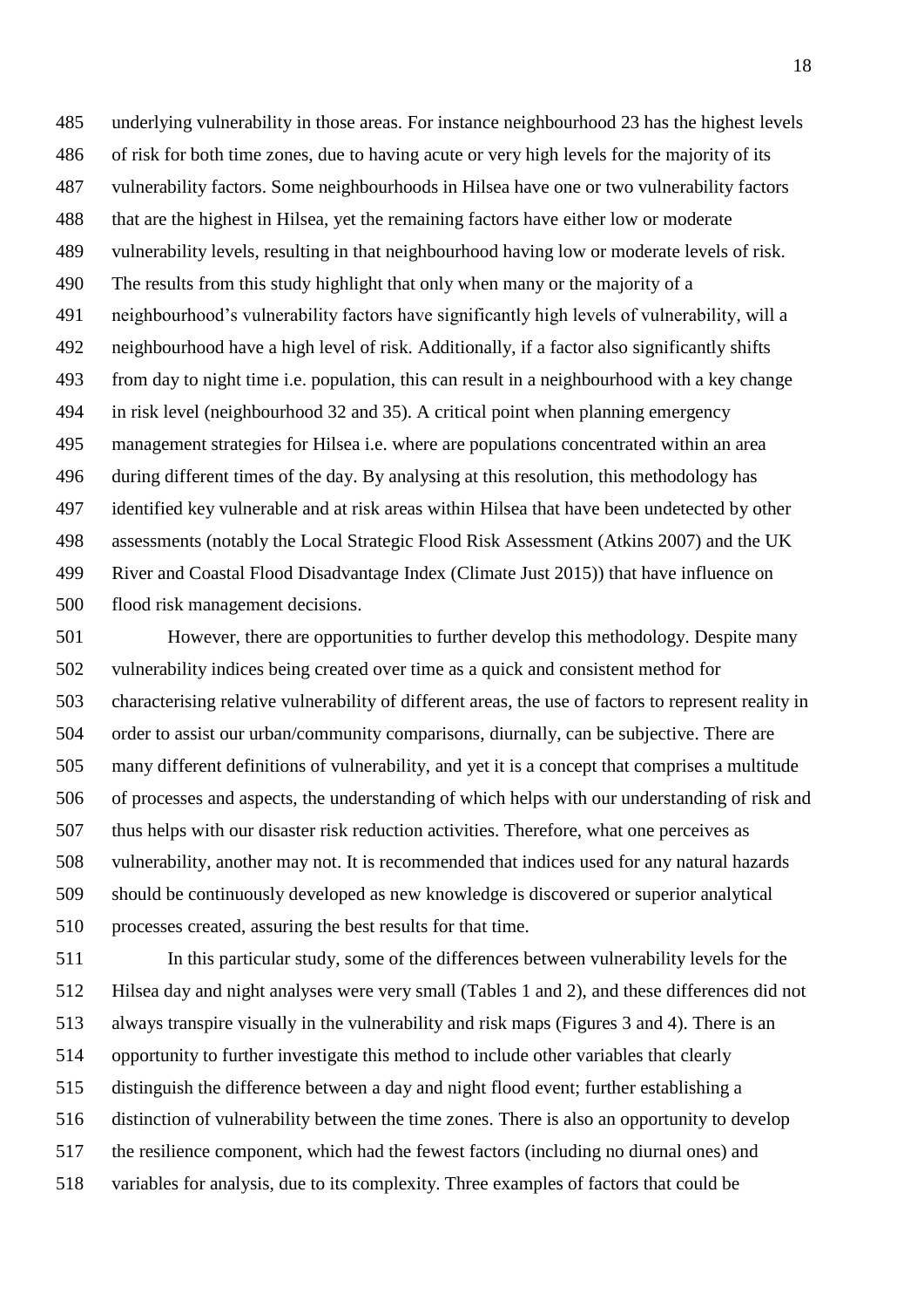underlying vulnerability in those areas. For instance neighbourhood 23 has the highest levels of risk for both time zones, due to having acute or very high levels for the majority of its vulnerability factors. Some neighbourhoods in Hilsea have one or two vulnerability factors that are the highest in Hilsea, yet the remaining factors have either low or moderate vulnerability levels, resulting in that neighbourhood having low or moderate levels of risk. The results from this study highlight that only when many or the majority of a neighbourhood's vulnerability factors have significantly high levels of vulnerability, will a neighbourhood have a high level of risk. Additionally, if a factor also significantly shifts from day to night time i.e. population, this can result in a neighbourhood with a key change in risk level (neighbourhood 32 and 35). A critical point when planning emergency management strategies for Hilsea i.e. where are populations concentrated within an area during different times of the day. By analysing at this resolution, this methodology has identified key vulnerable and at risk areas within Hilsea that have been undetected by other assessments (notably the Local Strategic Flood Risk Assessment (Atkins 2007) and the UK River and Coastal Flood Disadvantage Index (Climate Just 2015)) that have influence on flood risk management decisions.

However, there are opportunities to further develop this methodology. Despite many vulnerability indices being created over time as a quick and consistent method for characterising relative vulnerability of different areas, the use of factors to represent reality in order to assist our urban/community comparisons, diurnally, can be subjective. There are many different definitions of vulnerability, and yet it is a concept that comprises a multitude of processes and aspects, the understanding of which helps with our understanding of risk and thus helps with our disaster risk reduction activities. Therefore, what one perceives as vulnerability, another may not. It is recommended that indices used for any natural hazards should be continuously developed as new knowledge is discovered or superior analytical processes created, assuring the best results for that time.

In this particular study, some of the differences between vulnerability levels for the Hilsea day and night analyses were very small (Tables 1 and 2), and these differences did not always transpire visually in the vulnerability and risk maps (Figures 3 and 4). There is an opportunity to further investigate this method to include other variables that clearly distinguish the difference between a day and night flood event; further establishing a distinction of vulnerability between the time zones. There is also an opportunity to develop the resilience component, which had the fewest factors (including no diurnal ones) and variables for analysis, due to its complexity. Three examples of factors that could be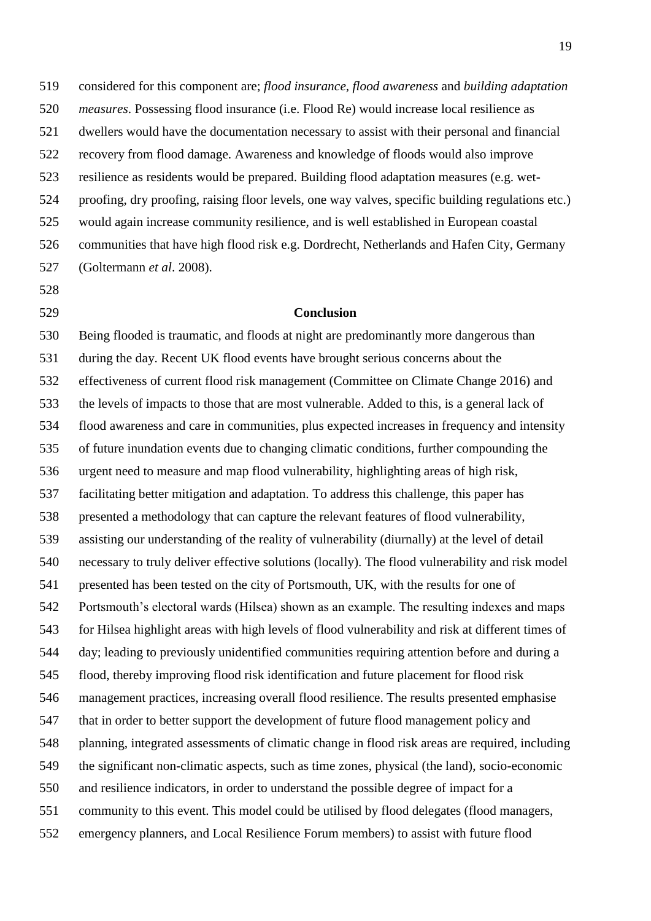considered for this component are; *flood insurance, flood awareness* and *building adaptation measures*. Possessing flood insurance (i.e. Flood Re) would increase local resilience as dwellers would have the documentation necessary to assist with their personal and financial recovery from flood damage. Awareness and knowledge of floods would also improve resilience as residents would be prepared. Building flood adaptation measures (e.g. wet-proofing, dry proofing, raising floor levels, one way valves, specific building regulations etc.) would again increase community resilience, and is well established in European coastal communities that have high flood risk e.g. Dordrecht, Netherlands and Hafen City, Germany (Goltermann *et al*. 2008).

## Conclusion

Being flooded is traumatic, and floods at night are predominantly more dangerous than during the day. Recent UK flood events have brought serious concerns about the effectiveness of current flood risk management (Committee on Climate Change 2016) and the levels of impacts to those that are most vulnerable. Added to this, is a general lack of flood awareness and care in communities, plus expected increases in frequency and intensity of future inundation events due to changing climatic conditions, further compounding the urgent need to measure and map flood vulnerability, highlighting areas of high risk, facilitating better mitigation and adaptation. To address this challenge, this paper has presented a methodology that can capture the relevant features of flood vulnerability, assisting our understanding of the reality of vulnerability (diurnally) at the level of detail necessary to truly deliver effective solutions (locally). The flood vulnerability and risk model presented has been tested on the city of Portsmouth, UK, with the results for one of Portsmouth's electoral wards (Hilsea) shown as an example. The resulting indexes and maps for Hilsea highlight areas with high levels of flood vulnerability and risk at different times of day; leading to previously unidentified communities requiring attention before and during a flood, thereby improving flood risk identification and future placement for flood risk management practices, increasing overall flood resilience. The results presented emphasise that in order to better support the development of future flood management policy and planning, integrated assessments of climatic change in flood risk areas are required, including the significant non-climatic aspects, such as time zones, physical (the land), socio-economic and resilience indicators, in order to understand the possible degree of impact for a community to this event. This model could be utilised by flood delegates (flood managers, emergency planners, and Local Resilience Forum members) to assist with future flood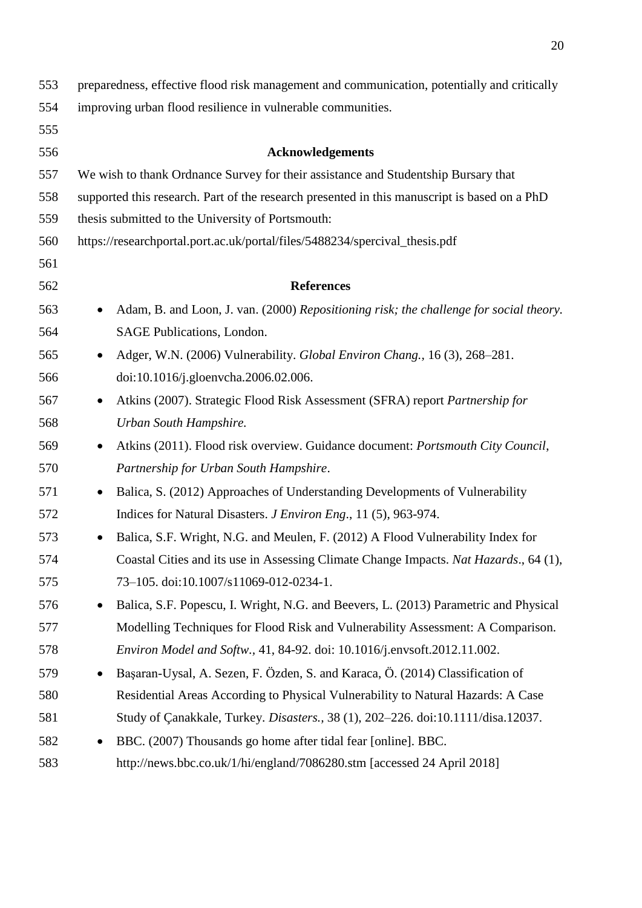preparedness, effective flood risk management and communication, potentially and critically improving urban flood resilience in vulnerable communities.

## Acknowledgements

We wish to thank Ordnance Survey for their assistance and Studentship Bursary that supported this research. Part of the research presented in this manuscript is based on a PhD thesis submitted to the University of Portsmouth: https://researchportal.port.ac.uk/portal/files/5488234/spercival_thesis.pdf

## References

- Adam, B. and Loon, J. van. (2000) *Repositioning risk; the challenge for social theory.* SAGE Publications, London.
- Adger, W.N. (2006) Vulnerability. *Global Environ Chang.*, 16 (3), 268–281. doi:10.1016/j.gloenvcha.2006.02.006.
- Atkins (2007). Strategic Flood Risk Assessment (SFRA) report *Partnership for Urban South Hampshire.*
- Atkins (2011). Flood risk overview. Guidance document: *Portsmouth City Council, Partnership for Urban South Hampshire*.
- Balica, S. (2012) Approaches of Understanding Developments of Vulnerability Indices for Natural Disasters. *J Environ Eng*., 11 (5), 963-974.
- Balica, S.F. Wright, N.G. and Meulen, F. (2012) A Flood Vulnerability Index for Coastal Cities and its use in Assessing Climate Change Impacts. *Nat Hazards*., 64 (1), 73–105. doi:10.1007/s11069-012-0234-1.
- Balica, S.F. Popescu, I. Wright, N.G. and Beevers, L. (2013) Parametric and Physical Modelling Techniques for Flood Risk and Vulnerability Assessment: A Comparison. *Environ Model and Softw.,* 41, 84-92. doi: 10.1016/j.envsoft.2012.11.002.
- Başaran-Uysal, A. Sezen, F. Özden, S. and Karaca, Ö. (2014) Classification of Residential Areas According to Physical Vulnerability to Natural Hazards: A Case Study of Çanakkale, Turkey. *Disasters.*, 38 (1), 202–226. doi:10.1111/disa.12037.
- BBC. (2007) Thousands go home after tidal fear [online]. BBC. http://news.bbc.co.uk/1/hi/england/7086280.stm [accessed 24 April 2018]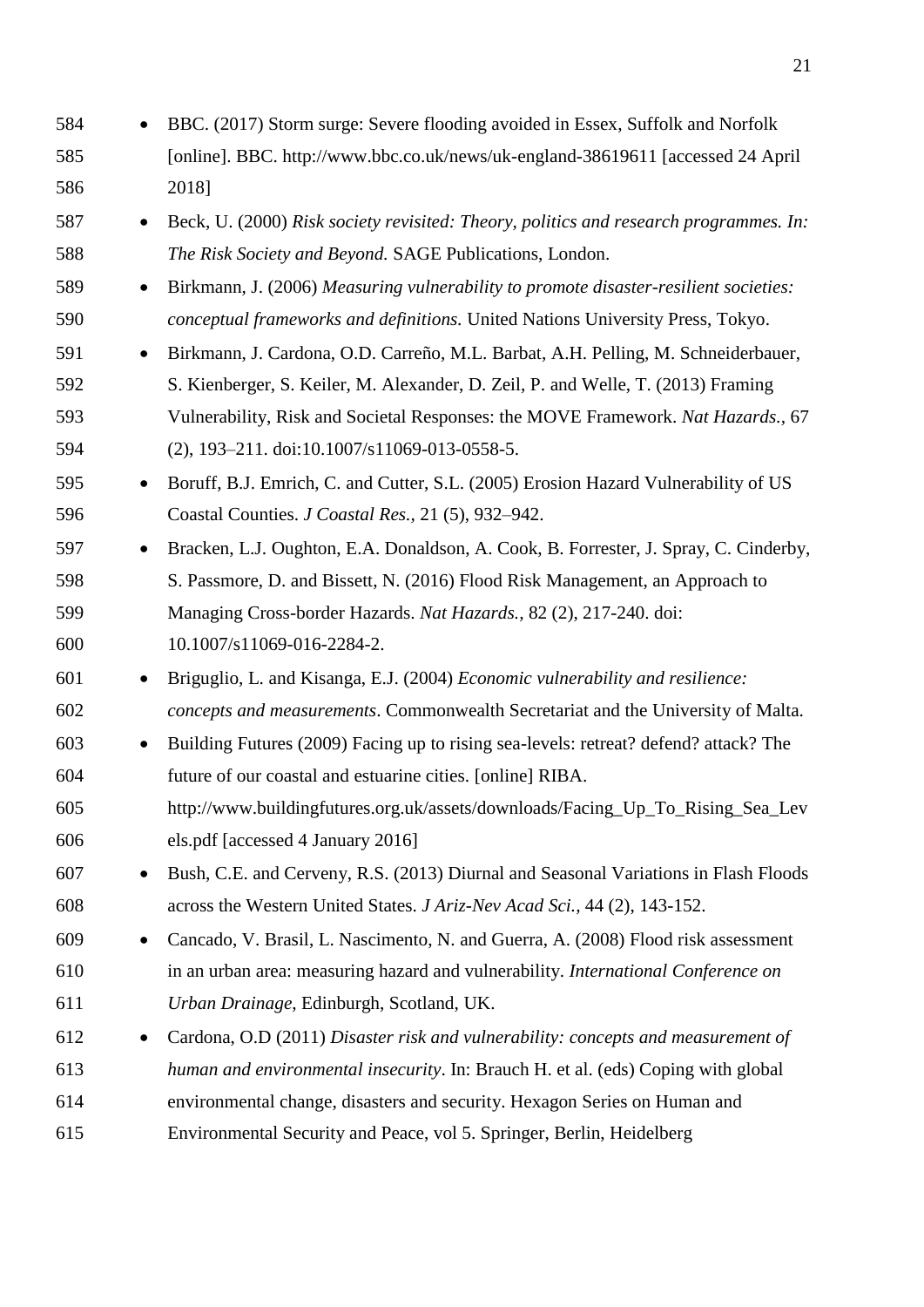- BBC. (2017) Storm surge: Severe flooding avoided in Essex, Suffolk and Norfolk [online]. BBC. http://www.bbc.co.uk/news/uk-england-38619611 [accessed 24 April 2018]
- Beck, U. (2000) *Risk society revisited: Theory, politics and research programmes. In: The Risk Society and Beyond.* SAGE Publications, London.
- Birkmann, J. (2006) *Measuring vulnerability to promote disaster-resilient societies: conceptual frameworks and definitions.* United Nations University Press, Tokyo.
- Birkmann, J. Cardona, O.D. Carreño, M.L. Barbat, A.H. Pelling, M. Schneiderbauer, S. Kienberger, S. Keiler, M. Alexander, D. Zeil, P. and Welle, T. (2013) Framing Vulnerability, Risk and Societal Responses: the MOVE Framework. *Nat Hazards.*, 67 (2), 193–211. doi:10.1007/s11069-013-0558-5.
- Boruff, B.J. Emrich, C. and Cutter, S.L. (2005) Erosion Hazard Vulnerability of US Coastal Counties. *J Coastal Res.*, 21 (5), 932–942.
- Bracken, L.J. Oughton, E.A. Donaldson, A. Cook, B. Forrester, J. Spray, C. Cinderby, S. Passmore, D. and Bissett, N. (2016) Flood Risk Management, an Approach to Managing Cross-border Hazards. *Nat Hazards.*, 82 (2), 217-240. doi: 10.1007/s11069-016-2284-2.
- Briguglio, L. and Kisanga, E.J. (2004) *Economic vulnerability and resilience: concepts and measurements*. Commonwealth Secretariat and the University of Malta.
- Building Futures (2009) Facing up to rising sea-levels: retreat? defend? attack? The future of our coastal and estuarine cities. [online] RIBA. http://www.buildingfutures.org.uk/assets/downloads/Facing_Up_To_Rising_Sea_Levels.pdf [accessed 4 January 2016]
- Bush, C.E. and Cerveny, R.S. (2013) Diurnal and Seasonal Variations in Flash Floods across the Western United States. *J Ariz-Nev Acad Sci.*, 44 (2), 143-152.
- Cancado, V. Brasil, L. Nascimento, N. and Guerra, A. (2008) Flood risk assessment in an urban area: measuring hazard and vulnerability. *International Conference on Urban Drainage*, Edinburgh, Scotland, UK.
- Cardona, O.D (2011) *Disaster risk and vulnerability: concepts and measurement of human and environmental insecurity*. In: Brauch H. et al. (eds) Coping with global environmental change, disasters and security. Hexagon Series on Human and Environmental Security and Peace, vol 5. Springer, Berlin, Heidelberg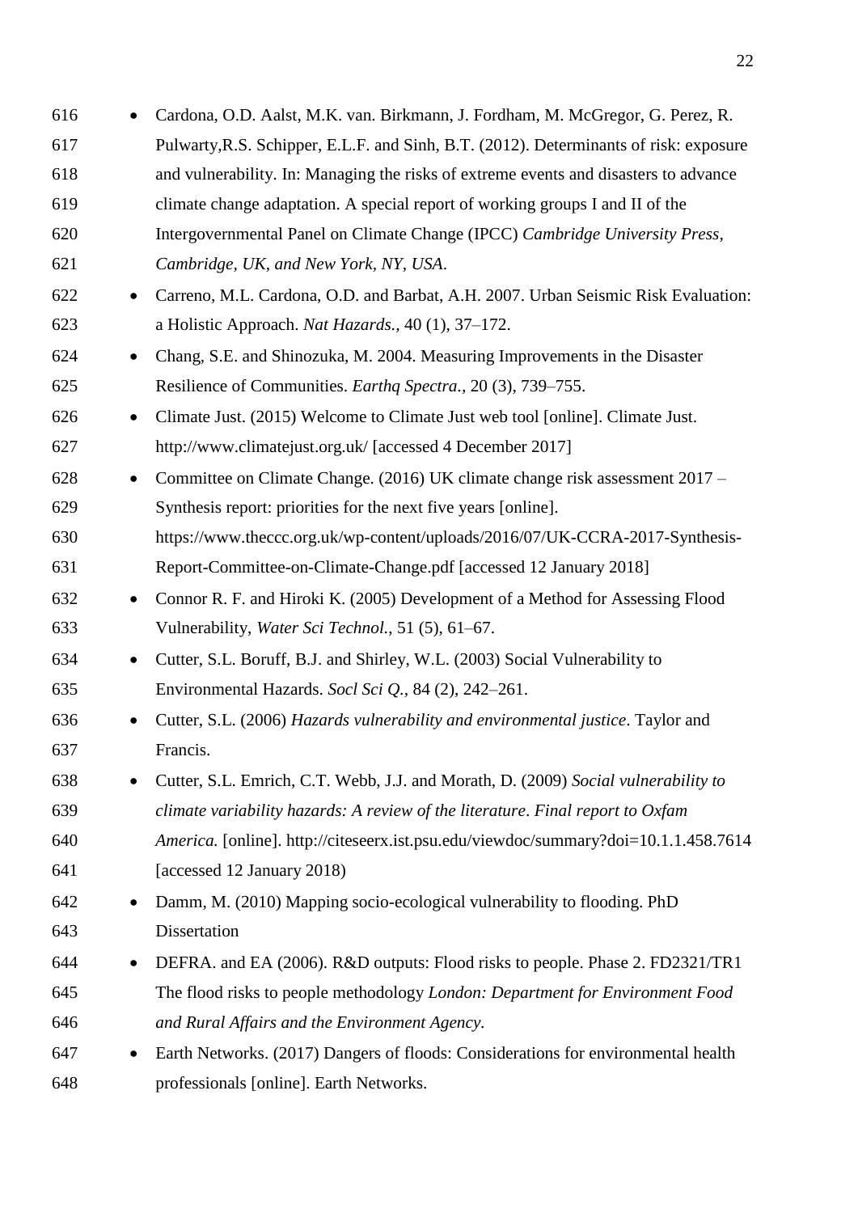- Cardona, O.D. Aalst, M.K. van. Birkmann, J. Fordham, M. McGregor, G. Perez, R. Pulwarty,R.S. Schipper, E.L.F. and Sinh, B.T. (2012). Determinants of risk: exposure and vulnerability. In: Managing the risks of extreme events and disasters to advance climate change adaptation. A special report of working groups I and II of the Intergovernmental Panel on Climate Change (IPCC) *Cambridge University Press, Cambridge, UK, and New York, NY, USA*.
- Carreno, M.L. Cardona, O.D. and Barbat, A.H. 2007. Urban Seismic Risk Evaluation: a Holistic Approach. *Nat Hazards.*, 40 (1), 37–172.
- Chang, S.E. and Shinozuka, M. 2004. Measuring Improvements in the Disaster Resilience of Communities. *Earthq Spectra.*, 20 (3), 739–755.
- Climate Just. (2015) Welcome to Climate Just web tool [online]. Climate Just. http://www.climatejust.org.uk/ [accessed 4 December 2017]
- Committee on Climate Change. (2016) UK climate change risk assessment 2017 – Synthesis report: priorities for the next five years [online]. https://www.theccc.org.uk/wp-content/uploads/2016/07/UK-CCRA-2017-Synthesis-Report-Committee-on-Climate-Change.pdf [accessed 12 January 2018]
- Connor R. F. and Hiroki K. (2005) Development of a Method for Assessing Flood Vulnerability, *Water Sci Technol.*, 51 (5), 61–67.
- Cutter, S.L. Boruff, B.J. and Shirley, W.L. (2003) Social Vulnerability to Environmental Hazards. *Socl Sci Q.*, 84 (2), 242–261.
- Cutter, S.L. (2006) *Hazards vulnerability and environmental justice*. Taylor and Francis.
- Cutter, S.L. Emrich, C.T. Webb, J.J. and Morath, D. (2009) *Social vulnerability to climate variability hazards: A review of the literature*. *Final report to Oxfam America.* [online]. http://citeseerx.ist.psu.edu/viewdoc/summary?doi=10.1.1.458.7614 [accessed 12 January 2018)
- Damm, M. (2010) Mapping socio-ecological vulnerability to flooding. PhD Dissertation
- DEFRA. and EA (2006). R&D outputs: Flood risks to people. Phase 2. FD2321/TR1 The flood risks to people methodology *London: Department for Environment Food and Rural Affairs and the Environment Agency.*
- Earth Networks. (2017) Dangers of floods: Considerations for environmental health professionals [online]. Earth Networks.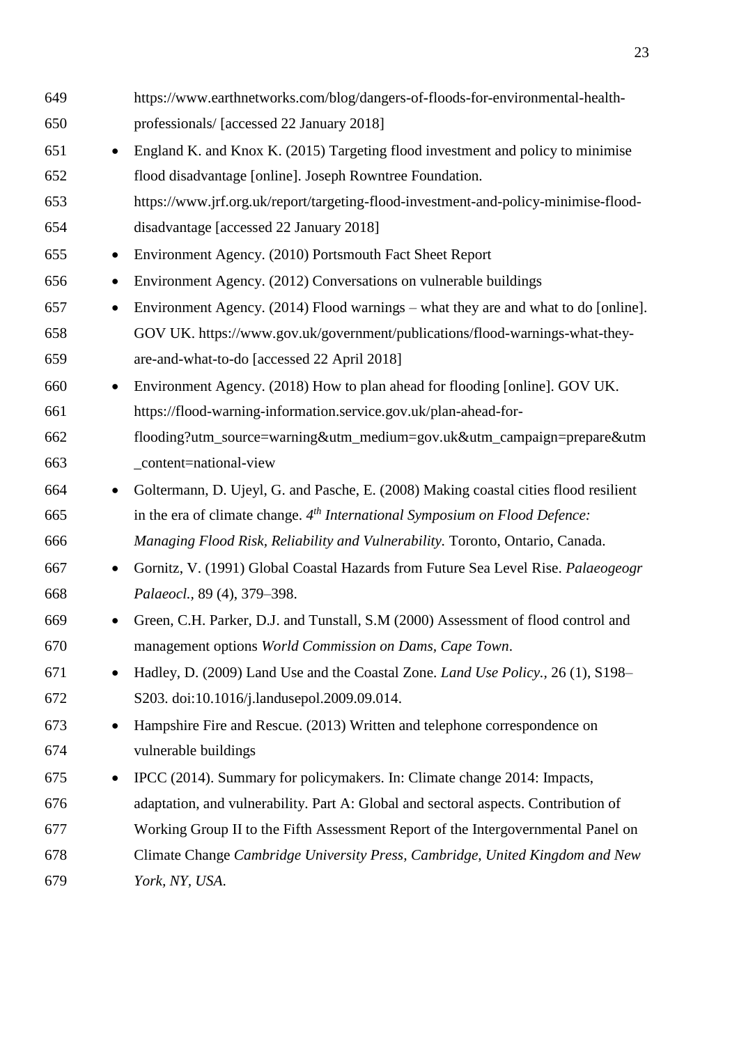https://www.earthnetworks.com/blog/dangers-of-floods-for-environmental-health-professionals/ [accessed 22 January 2018]

- England K. and Knox K. (2015) Targeting flood investment and policy to minimise flood disadvantage [online]. Joseph Rowntree Foundation. https://www.jrf.org.uk/report/targeting-flood-investment-and-policy-minimise-flood-disadvantage [accessed 22 January 2018]
- Environment Agency. (2010) Portsmouth Fact Sheet Report
- Environment Agency. (2012) Conversations on vulnerable buildings
- Environment Agency. (2014) Flood warnings – what they are and what to do [online]. GOV UK. https://www.gov.uk/government/publications/flood-warnings-what-they-are-and-what-to-do [accessed 22 April 2018]
- Environment Agency. (2018) How to plan ahead for flooding [online]. GOV UK. https://flood-warning-information.service.gov.uk/plan-ahead-for-flooding?utm_source=warning&utm_medium=gov.uk&utm_campaign=prepare&utm_content=national-view
- Goltermann, D. Ujeyl, G. and Pasche, E. (2008) Making coastal cities flood resilient in the era of climate change. *4th International Symposium on Flood Defence: Managing Flood Risk, Reliability and Vulnerability.* Toronto, Ontario, Canada.
- Gornitz, V. (1991) Global Coastal Hazards from Future Sea Level Rise. *Palaeogeogr Palaeocl.,* 89 (4), 379–398.
- Green, C.H. Parker, D.J. and Tunstall, S.M (2000) Assessment of flood control and management options *World Commission on Dams, Cape Town*.
- Hadley, D. (2009) Land Use and the Coastal Zone. *Land Use Policy.,* 26 (1), S198–S203. doi:10.1016/j.landusepol.2009.09.014.
- Hampshire Fire and Rescue. (2013) Written and telephone correspondence on vulnerable buildings
- IPCC (2014). Summary for policymakers. In: Climate change 2014: Impacts, adaptation, and vulnerability. Part A: Global and sectoral aspects. Contribution of Working Group II to the Fifth Assessment Report of the Intergovernmental Panel on Climate Change *Cambridge University Press, Cambridge, United Kingdom and New York, NY, USA.*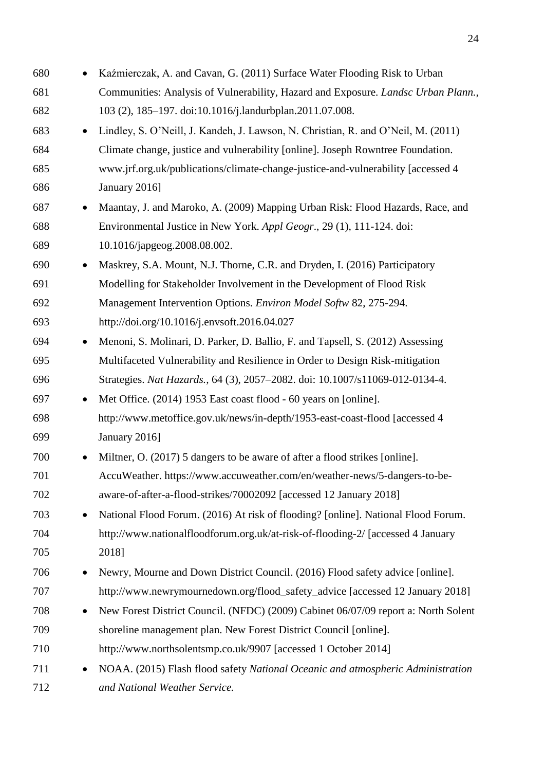- Kaźmierczak, A. and Cavan, G. (2011) Surface Water Flooding Risk to Urban Communities: Analysis of Vulnerability, Hazard and Exposure. *Landsc Urban Plann.,* 103 (2), 185–197. doi:10.1016/j.landurbplan.2011.07.008.
- Lindley, S. O'Neill, J. Kandeh, J. Lawson, N. Christian, R. and O'Neil, M. (2011) Climate change, justice and vulnerability [online]. Joseph Rowntree Foundation. www.jrf.org.uk/publications/climate-change-justice-and-vulnerability [accessed 4 January 2016]
- Maantay, J. and Maroko, A. (2009) Mapping Urban Risk: Flood Hazards, Race, and Environmental Justice in New York. *Appl Geogr*., 29 (1), 111-124. doi: 10.1016/japgeog.2008.08.002.
- Maskrey, S.A. Mount, N.J. Thorne, C.R. and Dryden, I. (2016) Participatory Modelling for Stakeholder Involvement in the Development of Flood Risk Management Intervention Options. *Environ Model Softw* 82, 275-294. http://doi.org/10.1016/j.envsoft.2016.04.027
- Menoni, S. Molinari, D. Parker, D. Ballio, F. and Tapsell, S. (2012) Assessing Multifaceted Vulnerability and Resilience in Order to Design Risk-mitigation Strategies. *Nat Hazards.,* 64 (3), 2057–2082. doi: 10.1007/s11069-012-0134-4.
- Met Office. (2014) 1953 East coast flood - 60 years on [online]. http://www.metoffice.gov.uk/news/in-depth/1953-east-coast-flood [accessed 4 January 2016]
- Miltner, O. (2017) 5 dangers to be aware of after a flood strikes [online]. AccuWeather. https://www.accuweather.com/en/weather-news/5-dangers-to-be-aware-of-after-a-flood-strikes/70002092 [accessed 12 January 2018]
- National Flood Forum. (2016) At risk of flooding? [online]. National Flood Forum. http://www.nationalfloodforum.org.uk/at-risk-of-flooding-2/ [accessed 4 January 2018]
- Newry, Mourne and Down District Council. (2016) Flood safety advice [online]. http://www.newrymournedown.org/flood_safety_advice [accessed 12 January 2018]
- New Forest District Council. (NFDC) (2009) Cabinet 06/07/09 report a: North Solent shoreline management plan. New Forest District Council [online]. http://www.northsolentsmp.co.uk/9907 [accessed 1 October 2014]
- NOAA. (2015) Flash flood safety *National Oceanic and atmospheric Administration and National Weather Service.*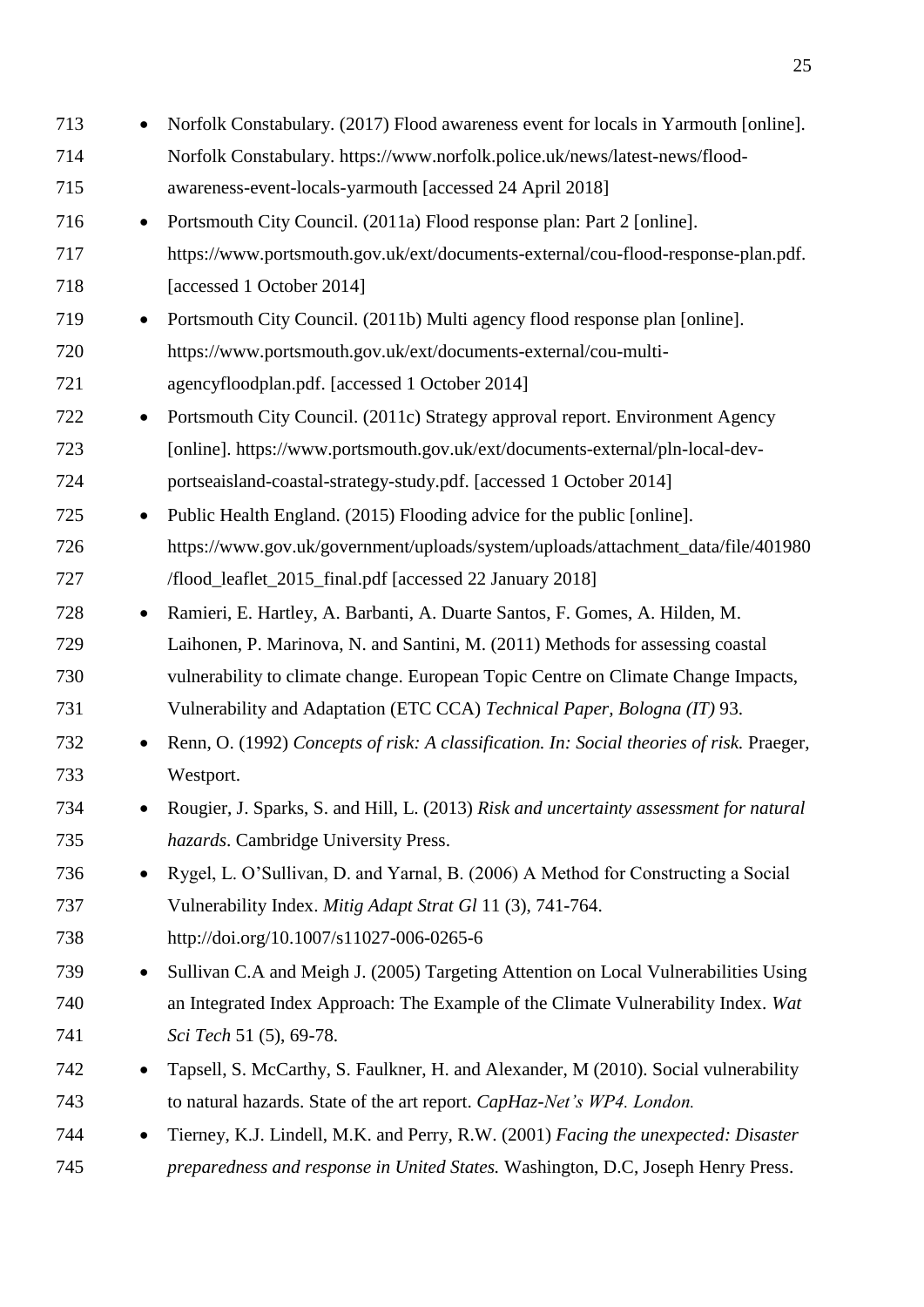- Norfolk Constabulary. (2017) Flood awareness event for locals in Yarmouth [online]. Norfolk Constabulary. https://www.norfolk.police.uk/news/latest-news/flood-awareness-event-locals-yarmouth [accessed 24 April 2018]
- Portsmouth City Council. (2011a) Flood response plan: Part 2 [online]. https://www.portsmouth.gov.uk/ext/documents-external/cou-flood-response-plan.pdf. [accessed 1 October 2014]
- Portsmouth City Council. (2011b) Multi agency flood response plan [online]. https://www.portsmouth.gov.uk/ext/documents-external/cou-multi-agencyfloodplan.pdf. [accessed 1 October 2014]
- Portsmouth City Council. (2011c) Strategy approval report. Environment Agency [online]. https://www.portsmouth.gov.uk/ext/documents-external/pln-local-dev-portseaisland-coastal-strategy-study.pdf. [accessed 1 October 2014]
- Public Health England. (2015) Flooding advice for the public [online]. https://www.gov.uk/government/uploads/system/uploads/attachment_data/file/401980/flood_leaflet_2015_final.pdf [accessed 22 January 2018]
- Ramieri, E. Hartley, A. Barbanti, A. Duarte Santos, F. Gomes, A. Hilden, M. Laihonen, P. Marinova, N. and Santini, M. (2011) Methods for assessing coastal vulnerability to climate change. European Topic Centre on Climate Change Impacts, Vulnerability and Adaptation (ETC CCA) *Technical Paper, Bologna (IT)* 93.
- Renn, O. (1992) *Concepts of risk: A classification. In: Social theories of risk.* Praeger, Westport.
- Rougier, J. Sparks, S. and Hill, L. (2013) *Risk and uncertainty assessment for natural hazards*. Cambridge University Press.
- Rygel, L. O'Sullivan, D. and Yarnal, B. (2006) A Method for Constructing a Social Vulnerability Index. *Mitig Adapt Strat Gl* 11 (3), 741-764. http://doi.org/10.1007/s11027-006-0265-6
- Sullivan C.A and Meigh J. (2005) Targeting Attention on Local Vulnerabilities Using an Integrated Index Approach: The Example of the Climate Vulnerability Index. *Wat Sci Tech* 51 (5), 69-78.
- Tapsell, S. McCarthy, S. Faulkner, H. and Alexander, M (2010). Social vulnerability to natural hazards. State of the art report. *CapHaz-Net's WP4. London.*
- Tierney, K.J. Lindell, M.K. and Perry, R.W. (2001) *Facing the unexpected: Disaster preparedness and response in United States.* Washington, D.C, Joseph Henry Press.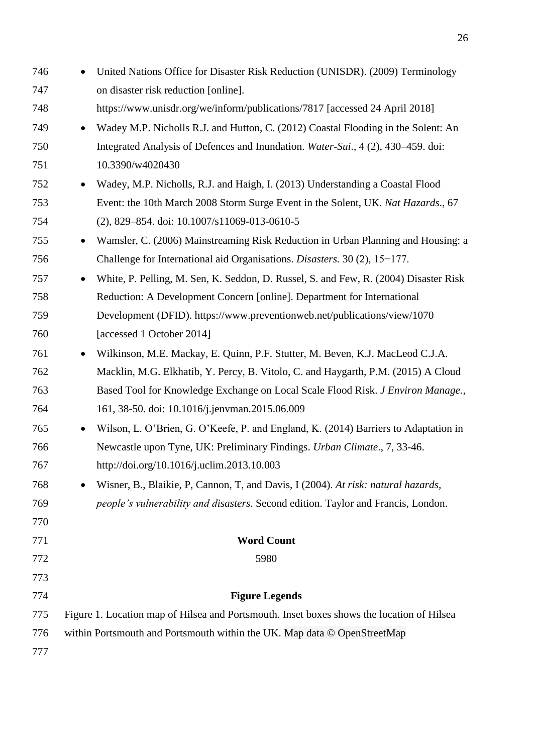- United Nations Office for Disaster Risk Reduction (UNISDR). (2009) Terminology on disaster risk reduction [online]. https://www.unisdr.org/we/inform/publications/7817 [accessed 24 April 2018]
- Wadey M.P. Nicholls R.J. and Hutton, C. (2012) Coastal Flooding in the Solent: An Integrated Analysis of Defences and Inundation. *Water-Sui*., 4 (2), 430–459. doi: 10.3390/w4020430
- Wadey, M.P. Nicholls, R.J. and Haigh, I. (2013) Understanding a Coastal Flood Event: the 10th March 2008 Storm Surge Event in the Solent, UK. *Nat Hazards*., 67 (2), 829–854. doi: 10.1007/s11069-013-0610-5
- Wamsler, C. (2006) Mainstreaming Risk Reduction in Urban Planning and Housing: a Challenge for International aid Organisations. *Disasters.* 30 (2), 15−177.
- White, P. Pelling, M. Sen, K. Seddon, D. Russel, S. and Few, R. (2004) Disaster Risk Reduction: A Development Concern [online]. Department for International Development (DFID). https://www.preventionweb.net/publications/view/1070 [accessed 1 October 2014]
- Wilkinson, M.E. Mackay, E. Quinn, P.F. Stutter, M. Beven, K.J. MacLeod C.J.A. Macklin, M.G. Elkhatib, Y. Percy, B. Vitolo, C. and Haygarth, P.M. (2015) A Cloud Based Tool for Knowledge Exchange on Local Scale Flood Risk. *J Environ Manage.*, 161, 38-50. doi: 10.1016/j.jenvman.2015.06.009
- Wilson, L. O'Brien, G. O'Keefe, P. and England, K. (2014) Barriers to Adaptation in Newcastle upon Tyne, UK: Preliminary Findings. *Urban Climate*., 7, 33-46. http://doi.org/10.1016/j.uclim.2013.10.003
- Wisner, B., Blaikie, P, Cannon, T, and Davis, I (2004). *At risk: natural hazards, people's vulnerability and disasters.* Second edition. Taylor and Francis, London.

**Word Count**

5980

**Figure Legends**

Figure 1. Location map of Hilsea and Portsmouth. Inset boxes shows the location of Hilsea within Portsmouth and Portsmouth within the UK. Map data © OpenStreetMap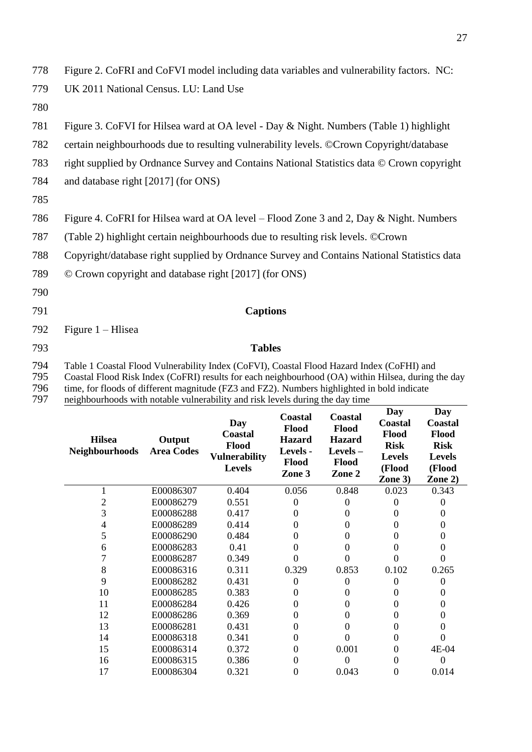Figure 2. CoFRI and CoFVI model including data variables and vulnerability factors. NC: UK 2011 National Census. LU: Land Use

Figure 3. CoFVI for Hilsea ward at OA level - Day & Night. Numbers (Table 1) highlight certain neighbourhoods due to resulting vulnerability levels. ©Crown Copyright/database right supplied by Ordnance Survey and Contains National Statistics data © Crown copyright and database right [2017] (for ONS)

Figure 4. CoFRI for Hilsea ward at OA level – Flood Zone 3 and 2, Day & Night. Numbers (Table 2) highlight certain neighbourhoods due to resulting risk levels. ©Crown Copyright/database right supplied by Ordnance Survey and Contains National Statistics data © Crown copyright and database right [2017] (for ONS)

## Captions

Figure 1 – Hlisea

## Tables

Table 1 Coastal Flood Vulnerability Index (CoFVI), Coastal Flood Hazard Index (CoFHI) and Coastal Flood Risk Index (CoFRI) results for each neighbourhood (OA) within Hilsea, during the day time, for floods of different magnitude (FZ3 and FZ2). Numbers highlighted in bold indicate neighbourhoods with notable vulnerability and risk levels during the day time

| Hilsea Neighbourhoods | Output Area Codes | Day Coastal Flood Vulnerability Levels | Coastal Flood Hazard Levels - Flood Zone 3 | Coastal Flood Hazard Levels – Flood Zone 2 | Day Coastal Flood Risk Levels (Flood Zone 3) | Day Coastal Flood Risk Levels (Flood Zone 2) |
|---|---|---|---|---|---|---|
| 1 | E00086307 | 0.404 | 0.056 | 0.848 | 0.023 | 0.343 |
| 2 | E00086279 | 0.551 | 0 | 0 | 0 | 0 |
| 3 | E00086288 | 0.417 | 0 | 0 | 0 | 0 |
| 4 | E00086289 | 0.414 | 0 | 0 | 0 | 0 |
| 5 | E00086290 | 0.484 | 0 | 0 | 0 | 0 |
| 6 | E00086283 | 0.41 | 0 | 0 | 0 | 0 |
| 7 | E00086287 | 0.349 | 0 | 0 | 0 | 0 |
| 8 | E00086316 | 0.311 | 0.329 | 0.853 | 0.102 | 0.265 |
| 9 | E00086282 | 0.431 | 0 | 0 | 0 | 0 |
| 10 | E00086285 | 0.383 | 0 | 0 | 0 | 0 |
| 11 | E00086284 | 0.426 | 0 | 0 | 0 | 0 |
| 12 | E00086286 | 0.369 | 0 | 0 | 0 | 0 |
| 13 | E00086281 | 0.431 | 0 | 0 | 0 | 0 |
| 14 | E00086318 | 0.341 | 0 | 0 | 0 | 0 |
| 15 | E00086314 | 0.372 | 0 | 0.001 | 0 | 4E-04 |
| 16 | E00086315 | 0.386 | 0 | 0 | 0 | 0 |
| 17 | E00086304 | 0.321 | 0 | 0.043 | 0 | 0.014 |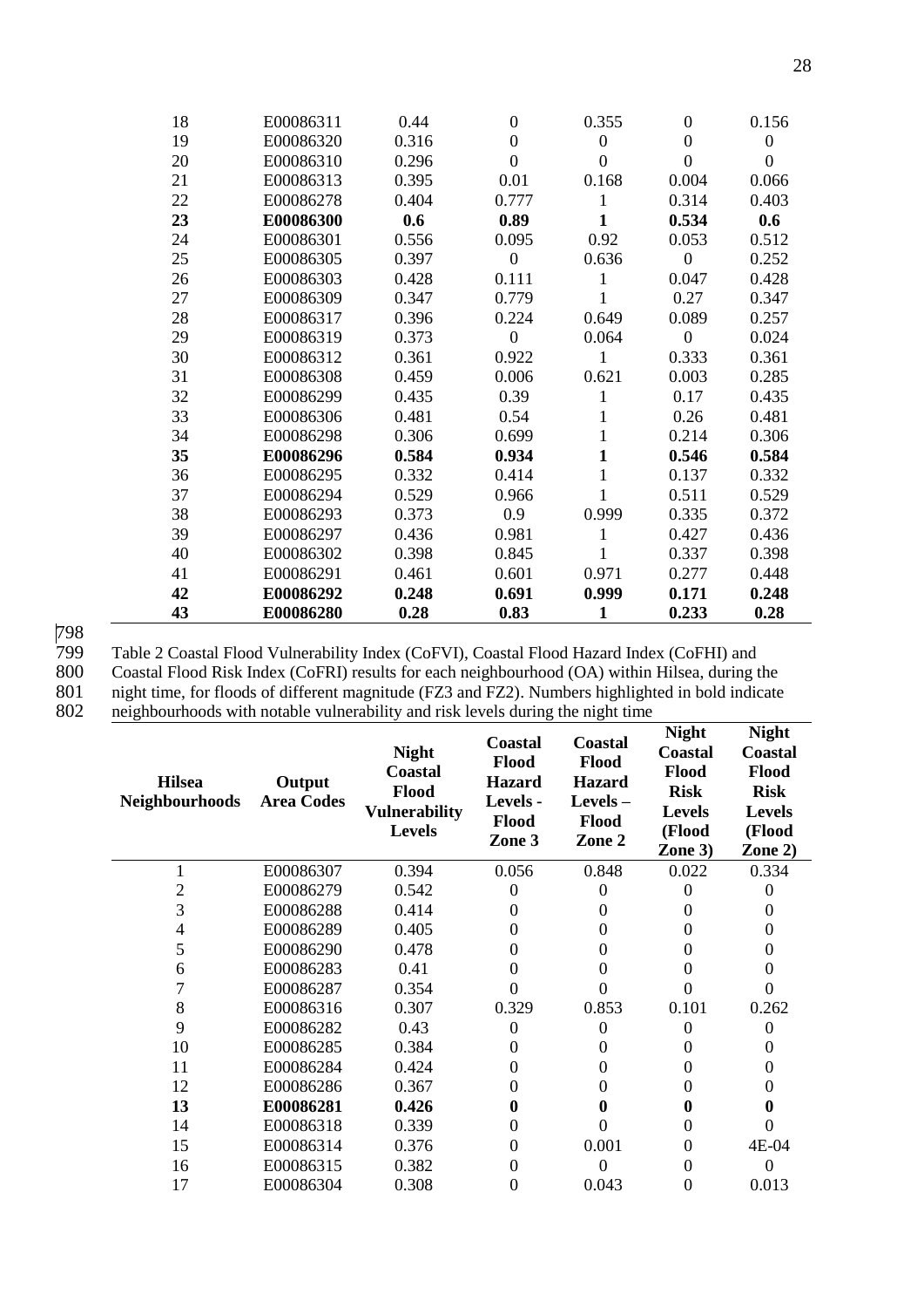| 18 | E00086311 | 0.44 | 0 | 0.355 | 0 | 0.156 |
|---|---|---|---|---|---|---|
| 19 | E00086320 | 0.316 | 0 | 0 | 0 | 0 |
| 20 | E00086310 | 0.296 | 0 | 0 | 0 | 0 |
| 21 | E00086313 | 0.395 | 0.01 | 0.168 | 0.004 | 0.066 |
| 22 | E00086278 | 0.404 | 0.777 | 1 | 0.314 | 0.403 |
| **23** | **E00086300** | **0.6** | **0.89** | **1** | **0.534** | **0.6** |
| 24 | E00086301 | 0.556 | 0.095 | 0.92 | 0.053 | 0.512 |
| 25 | E00086305 | 0.397 | 0 | 0.636 | 0 | 0.252 |
| 26 | E00086303 | 0.428 | 0.111 | 1 | 0.047 | 0.428 |
| 27 | E00086309 | 0.347 | 0.779 | 1 | 0.27 | 0.347 |
| 28 | E00086317 | 0.396 | 0.224 | 0.649 | 0.089 | 0.257 |
| 29 | E00086319 | 0.373 | 0 | 0.064 | 0 | 0.024 |
| 30 | E00086312 | 0.361 | 0.922 | 1 | 0.333 | 0.361 |
| 31 | E00086308 | 0.459 | 0.006 | 0.621 | 0.003 | 0.285 |
| 32 | E00086299 | 0.435 | 0.39 | 1 | 0.17 | 0.435 |
| 33 | E00086306 | 0.481 | 0.54 | 1 | 0.26 | 0.481 |
| 34 | E00086298 | 0.306 | 0.699 | 1 | 0.214 | 0.306 |
| **35** | **E00086296** | **0.584** | **0.934** | **1** | **0.546** | **0.584** |
| 36 | E00086295 | 0.332 | 0.414 | 1 | 0.137 | 0.332 |
| 37 | E00086294 | 0.529 | 0.966 | 1 | 0.511 | 0.529 |
| 38 | E00086293 | 0.373 | 0.9 | 0.999 | 0.335 | 0.372 |
| 39 | E00086297 | 0.436 | 0.981 | 1 | 0.427 | 0.436 |
| 40 | E00086302 | 0.398 | 0.845 | 1 | 0.337 | 0.398 |
| 41 | E00086291 | 0.461 | 0.601 | 0.971 | 0.277 | 0.448 |
| **42** | **E00086292** | **0.248** | **0.691** | **0.999** | **0.171** | **0.248** |
| **43** | **E00086280** | **0.28** | **0.83** | **1** | **0.233** | **0.28** |

Table 2 Coastal Flood Vulnerability Index (CoFVI), Coastal Flood Hazard Index (CoFHI) and Coastal Flood Risk Index (CoFRI) results for each neighbourhood (OA) within Hilsea, during the night time, for floods of different magnitude (FZ3 and FZ2). Numbers highlighted in bold indicate neighbourhoods with notable vulnerability and risk levels during the night time

| Hilsea Neighbourhoods | Output Area Codes | Night Coastal Flood Vulnerability Levels | Coastal Flood Hazard Levels - Flood Zone 3 | Coastal Flood Hazard Levels – Flood Zone 2 | Night Coastal Flood Risk Levels (Flood Zone 3) | Night Coastal Flood Risk Levels (Flood Zone 2) |
|---|---|---|---|---|---|---|
| 1 | E00086307 | 0.394 | 0.056 | 0.848 | 0.022 | 0.334 |
| 2 | E00086279 | 0.542 | 0 | 0 | 0 | 0 |
| 3 | E00086288 | 0.414 | 0 | 0 | 0 | 0 |
| 4 | E00086289 | 0.405 | 0 | 0 | 0 | 0 |
| 5 | E00086290 | 0.478 | 0 | 0 | 0 | 0 |
| 6 | E00086283 | 0.41 | 0 | 0 | 0 | 0 |
| 7 | E00086287 | 0.354 | 0 | 0 | 0 | 0 |
| 8 | E00086316 | 0.307 | 0.329 | 0.853 | 0.101 | 0.262 |
| 9 | E00086282 | 0.43 | 0 | 0 | 0 | 0 |
| 10 | E00086285 | 0.384 | 0 | 0 | 0 | 0 |
| 11 | E00086284 | 0.424 | 0 | 0 | 0 | 0 |
| 12 | E00086286 | 0.367 | 0 | 0 | 0 | 0 |
| **13** | **E00086281** | **0.426** | **0** | **0** | **0** | **0** |
| 14 | E00086318 | 0.339 | 0 | 0 | 0 | 0 |
| 15 | E00086314 | 0.376 | 0 | 0.001 | 0 | 4E-04 |
| 16 | E00086315 | 0.382 | 0 | 0 | 0 | 0 |
| 17 | E00086304 | 0.308 | 0 | 0.043 | 0 | 0.013 |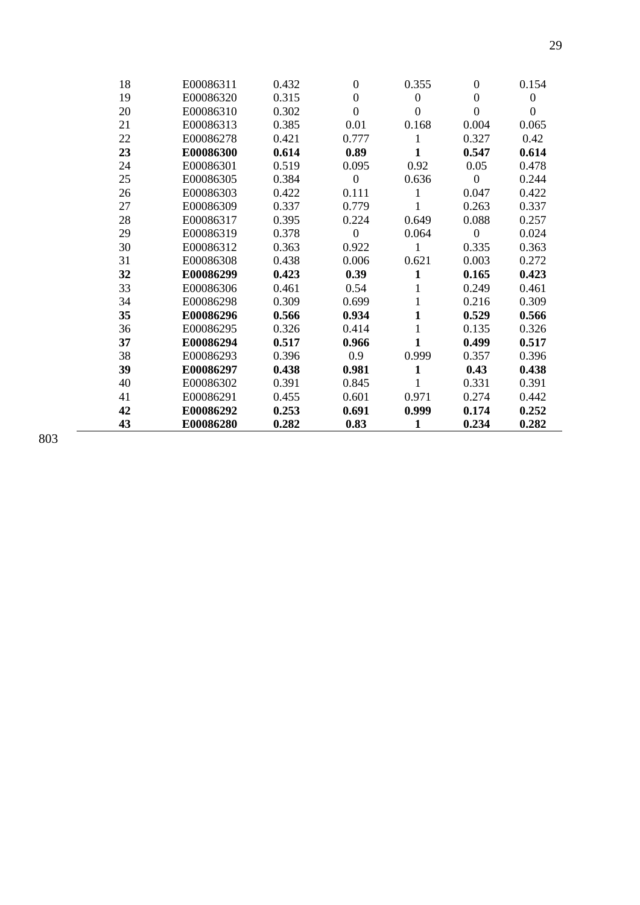| | | | | | | |
|---|---|---|---|---|---|---|
| 18 | E00086311 | 0.432 | 0 | 0.355 | 0 | 0.154 |
| 19 | E00086320 | 0.315 | 0 | 0 | 0 | 0 |
| 20 | E00086310 | 0.302 | 0 | 0 | 0 | 0 |
| 21 | E00086313 | 0.385 | 0.01 | 0.168 | 0.004 | 0.065 |
| 22 | E00086278 | 0.421 | 0.777 | 1 | 0.327 | 0.42 |
| **23** | **E00086300** | **0.614** | **0.89** | **1** | **0.547** | **0.614** |
| 24 | E00086301 | 0.519 | 0.095 | 0.92 | 0.05 | 0.478 |
| 25 | E00086305 | 0.384 | 0 | 0.636 | 0 | 0.244 |
| 26 | E00086303 | 0.422 | 0.111 | 1 | 0.047 | 0.422 |
| 27 | E00086309 | 0.337 | 0.779 | 1 | 0.263 | 0.337 |
| 28 | E00086317 | 0.395 | 0.224 | 0.649 | 0.088 | 0.257 |
| 29 | E00086319 | 0.378 | 0 | 0.064 | 0 | 0.024 |
| 30 | E00086312 | 0.363 | 0.922 | 1 | 0.335 | 0.363 |
| 31 | E00086308 | 0.438 | 0.006 | 0.621 | 0.003 | 0.272 |
| **32** | **E00086299** | **0.423** | **0.39** | **1** | **0.165** | **0.423** |
| 33 | E00086306 | 0.461 | 0.54 | 1 | 0.249 | 0.461 |
| 34 | E00086298 | 0.309 | 0.699 | 1 | 0.216 | 0.309 |
| **35** | **E00086296** | **0.566** | **0.934** | **1** | **0.529** | **0.566** |
| 36 | E00086295 | 0.326 | 0.414 | 1 | 0.135 | 0.326 |
| **37** | **E00086294** | **0.517** | **0.966** | **1** | **0.499** | **0.517** |
| 38 | E00086293 | 0.396 | 0.9 | 0.999 | 0.357 | 0.396 |
| **39** | **E00086297** | **0.438** | **0.981** | **1** | **0.43** | **0.438** |
| 40 | E00086302 | 0.391 | 0.845 | 1 | 0.331 | 0.391 |
| 41 | E00086291 | 0.455 | 0.601 | 0.971 | 0.274 | 0.442 |
| **42** | **E00086292** | **0.253** | **0.691** | **0.999** | **0.174** | **0.252** |
| **43** | **E00086280** | **0.282** | **0.83** | **1** | **0.234** | **0.282** |